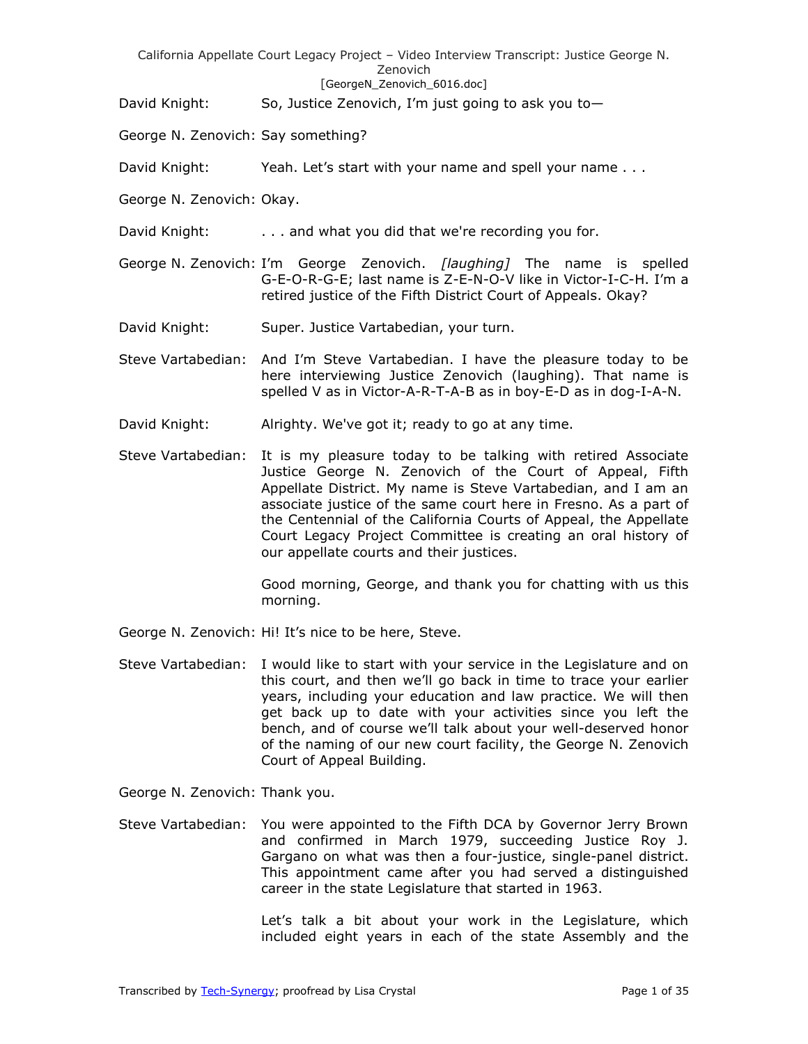David Knight: So, Justice Zenovich, I'm just going to ask you to—

George N. Zenovich: Say something?

David Knight: Yeah. Let's start with your name and spell your name . . .

George N. Zenovich: Okay.

David Knight: . . . and what you did that we're recording you for.

George N. Zenovich: I'm George Zenovich. *[laughing]* The name is spelled G-E-O-R-G-E; last name is Z-E-N-O-V like in Victor-I-C-H. I'm a retired justice of the Fifth District Court of Appeals. Okay?

David Knight: Super. Justice Vartabedian, your turn.

Steve Vartabedian: And I'm Steve Vartabedian. I have the pleasure today to be here interviewing Justice Zenovich (laughing). That name is spelled V as in Victor-A-R-T-A-B as in boy-E-D as in dog-I-A-N.

David Knight: Alrighty. We've got it; ready to go at any time.

Steve Vartabedian: It is my pleasure today to be talking with retired Associate Justice George N. Zenovich of the Court of Appeal, Fifth Appellate District. My name is Steve Vartabedian, and I am an associate justice of the same court here in Fresno. As a part of the Centennial of the California Courts of Appeal, the Appellate Court Legacy Project Committee is creating an oral history of our appellate courts and their justices.

Good morning, George, and thank you for chatting with us this morning.

George N. Zenovich: Hi! It's nice to be here, Steve.

Steve Vartabedian: I would like to start with your service in the Legislature and on this court, and then we'll go back in time to trace your earlier years, including your education and law practice. We will then get back up to date with your activities since you left the bench, and of course we'll talk about your well-deserved honor of the naming of our new court facility, the George N. Zenovich Court of Appeal Building.

George N. Zenovich: Thank you.

Steve Vartabedian: You were appointed to the Fifth DCA by Governor Jerry Brown and confirmed in March 1979, succeeding Justice Roy J. Gargano on what was then a four-justice, single-panel district. This appointment came after you had served a distinguished career in the state Legislature that started in 1963.

Let's talk a bit about your work in the Legislature, which included eight years in each of the state Assembly and the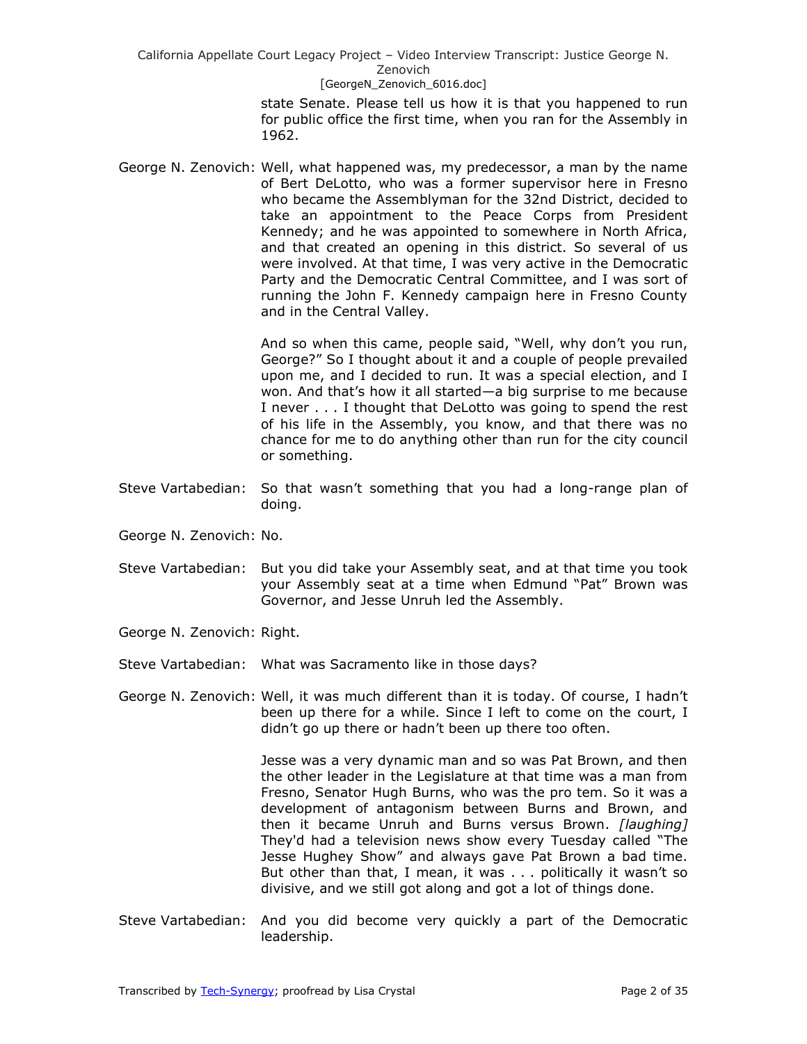state Senate. Please tell us how it is that you happened to run for public office the first time, when you ran for the Assembly in 1962.

George N. Zenovich: Well, what happened was, my predecessor, a man by the name of Bert DeLotto, who was a former supervisor here in Fresno who became the Assemblyman for the 32nd District, decided to take an appointment to the Peace Corps from President Kennedy; and he was appointed to somewhere in North Africa, and that created an opening in this district. So several of us were involved. At that time, I was very active in the Democratic Party and the Democratic Central Committee, and I was sort of running the John F. Kennedy campaign here in Fresno County and in the Central Valley.

And so when this came, people said, "Well, why don't you run, George?" So I thought about it and a couple of people prevailed upon me, and I decided to run. It was a special election, and I won. And that's how it all started—a big surprise to me because I never . . . I thought that DeLotto was going to spend the rest of his life in the Assembly, you know, and that there was no chance for me to do anything other than run for the city council or something.

Steve Vartabedian: So that wasn't something that you had a long-range plan of doing.

George N. Zenovich: No.

Steve Vartabedian: But you did take your Assembly seat, and at that time you took your Assembly seat at a time when Edmund "Pat" Brown was Governor, and Jesse Unruh led the Assembly.

George N. Zenovich: Right.

Steve Vartabedian: What was Sacramento like in those days?

George N. Zenovich: Well, it was much different than it is today. Of course, I hadn't been up there for a while. Since I left to come on the court, I didn't go up there or hadn't been up there too often.

Jesse was a very dynamic man and so was Pat Brown, and then the other leader in the Legislature at that time was a man from Fresno, Senator Hugh Burns, who was the pro tem. So it was a development of antagonism between Burns and Brown, and then it became Unruh and Burns versus Brown. *[laughing]* They'd had a television news show every Tuesday called "The Jesse Hughey Show" and always gave Pat Brown a bad time. But other than that, I mean, it was . . . politically it wasn't so divisive, and we still got along and got a lot of things done.

Steve Vartabedian: And you did become very quickly a part of the Democratic leadership.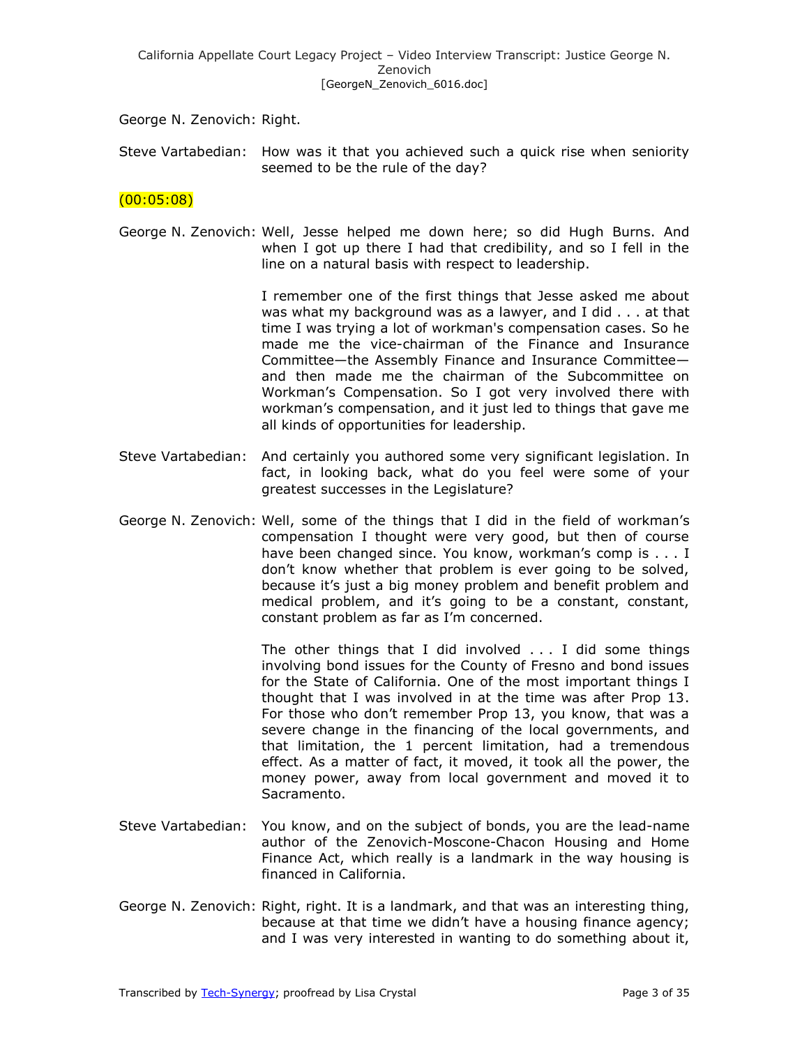George N. Zenovich: Right.

Steve Vartabedian: How was it that you achieved such a quick rise when seniority seemed to be the rule of the day?

(00:05:08)

George N. Zenovich: Well, Jesse helped me down here; so did Hugh Burns. And when I got up there I had that credibility, and so I fell in the line on a natural basis with respect to leadership.

I remember one of the first things that Jesse asked me about was what my background was as a lawyer, and I did . . . at that time I was trying a lot of workman's compensation cases. So he made me the vice-chairman of the Finance and Insurance Committee—the Assembly Finance and Insurance Committee—and then made me the chairman of the Subcommittee on Workman's Compensation. So I got very involved there with workman's compensation, and it just led to things that gave me all kinds of opportunities for leadership.

Steve Vartabedian: And certainly you authored some very significant legislation. In fact, in looking back, what do you feel were some of your greatest successes in the Legislature?

George N. Zenovich: Well, some of the things that I did in the field of workman's compensation I thought were very good, but then of course have been changed since. You know, workman's comp is . . . I don't know whether that problem is ever going to be solved, because it's just a big money problem and benefit problem and medical problem, and it's going to be a constant, constant, constant problem as far as I'm concerned.

The other things that I did involved . . . I did some things involving bond issues for the County of Fresno and bond issues for the State of California. One of the most important things I thought that I was involved in at the time was after Prop 13. For those who don't remember Prop 13, you know, that was a severe change in the financing of the local governments, and that limitation, the 1 percent limitation, had a tremendous effect. As a matter of fact, it moved, it took all the power, the money power, away from local government and moved it to Sacramento.

Steve Vartabedian: You know, and on the subject of bonds, you are the lead-name author of the Zenovich-Moscone-Chacon Housing and Home Finance Act, which really is a landmark in the way housing is financed in California.

George N. Zenovich: Right, right. It is a landmark, and that was an interesting thing, because at that time we didn't have a housing finance agency; and I was very interested in wanting to do something about it,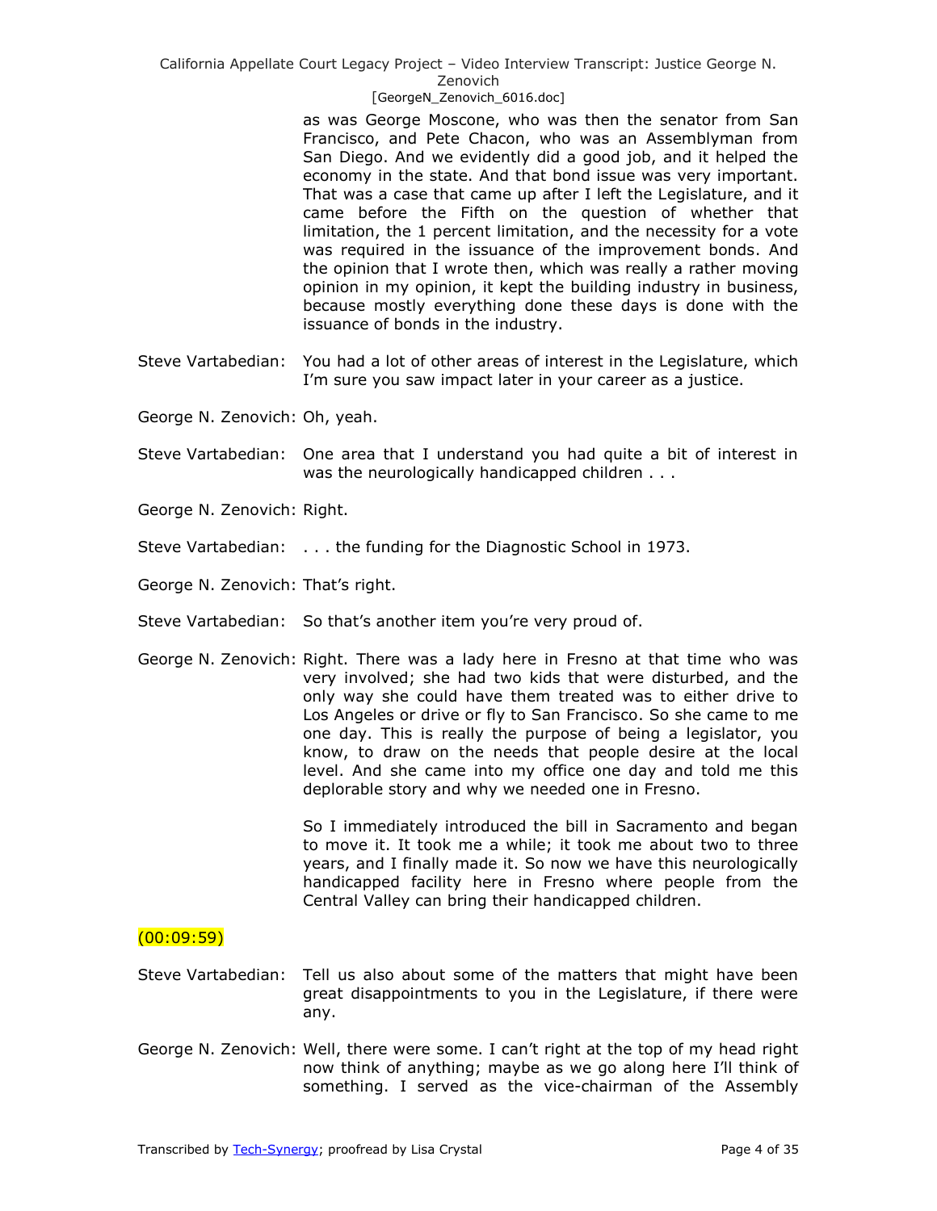as was George Moscone, who was then the senator from San Francisco, and Pete Chacon, who was an Assemblyman from San Diego. And we evidently did a good job, and it helped the economy in the state. And that bond issue was very important. That was a case that came up after I left the Legislature, and it came before the Fifth on the question of whether that limitation, the 1 percent limitation, and the necessity for a vote was required in the issuance of the improvement bonds. And the opinion that I wrote then, which was really a rather moving opinion in my opinion, it kept the building industry in business, because mostly everything done these days is done with the issuance of bonds in the industry.

Steve Vartabedian: You had a lot of other areas of interest in the Legislature, which I'm sure you saw impact later in your career as a justice.

George N. Zenovich: Oh, yeah.

Steve Vartabedian: One area that I understand you had quite a bit of interest in was the neurologically handicapped children . . .

George N. Zenovich: Right.

Steve Vartabedian: . . . the funding for the Diagnostic School in 1973.

George N. Zenovich: That's right.

Steve Vartabedian: So that's another item you're very proud of.

George N. Zenovich: Right. There was a lady here in Fresno at that time who was very involved; she had two kids that were disturbed, and the only way she could have them treated was to either drive to Los Angeles or drive or fly to San Francisco. So she came to me one day. This is really the purpose of being a legislator, you know, to draw on the needs that people desire at the local level. And she came into my office one day and told me this deplorable story and why we needed one in Fresno.

So I immediately introduced the bill in Sacramento and began to move it. It took me a while; it took me about two to three years, and I finally made it. So now we have this neurologically handicapped facility here in Fresno where people from the Central Valley can bring their handicapped children.

(00:09:59)

Steve Vartabedian: Tell us also about some of the matters that might have been great disappointments to you in the Legislature, if there were any.

George N. Zenovich: Well, there were some. I can't right at the top of my head right now think of anything; maybe as we go along here I'll think of something. I served as the vice-chairman of the Assembly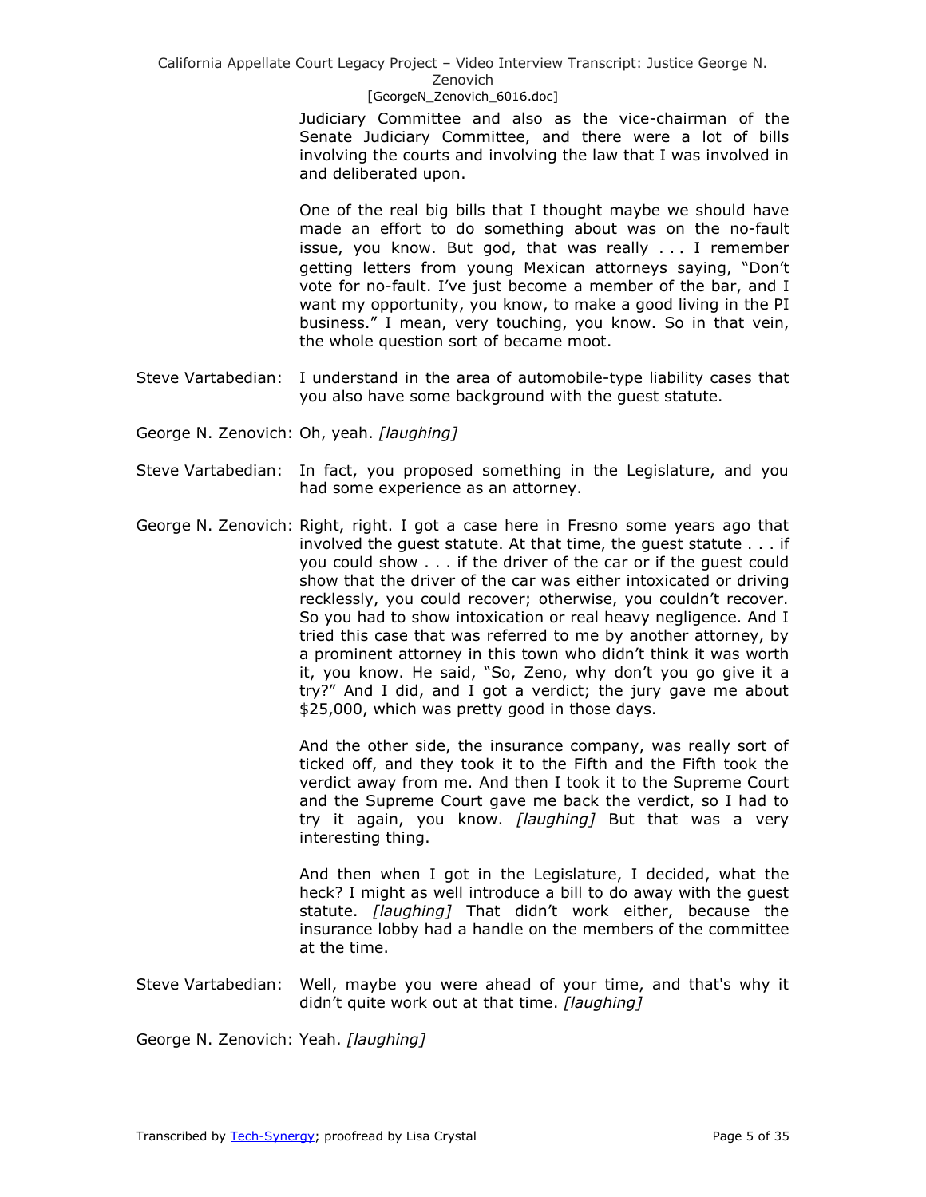Judiciary Committee and also as the vice-chairman of the Senate Judiciary Committee, and there were a lot of bills involving the courts and involving the law that I was involved in and deliberated upon.

One of the real big bills that I thought maybe we should have made an effort to do something about was on the no-fault issue, you know. But god, that was really . . . I remember getting letters from young Mexican attorneys saying, "Don't vote for no-fault. I've just become a member of the bar, and I want my opportunity, you know, to make a good living in the PI business." I mean, very touching, you know. So in that vein, the whole question sort of became moot.

Steve Vartabedian: I understand in the area of automobile-type liability cases that you also have some background with the guest statute.

George N. Zenovich: Oh, yeah. *[laughing]*

Steve Vartabedian: In fact, you proposed something in the Legislature, and you had some experience as an attorney.

George N. Zenovich: Right, right. I got a case here in Fresno some years ago that involved the guest statute. At that time, the guest statute . . . if you could show . . . if the driver of the car or if the guest could show that the driver of the car was either intoxicated or driving recklessly, you could recover; otherwise, you couldn't recover. So you had to show intoxication or real heavy negligence. And I tried this case that was referred to me by another attorney, by a prominent attorney in this town who didn't think it was worth it, you know. He said, "So, Zeno, why don't you go give it a try?" And I did, and I got a verdict; the jury gave me about $25,000, which was pretty good in those days.

And the other side, the insurance company, was really sort of ticked off, and they took it to the Fifth and the Fifth took the verdict away from me. And then I took it to the Supreme Court and the Supreme Court gave me back the verdict, so I had to try it again, you know. *[laughing]* But that was a very interesting thing.

And then when I got in the Legislature, I decided, what the heck? I might as well introduce a bill to do away with the guest statute. *[laughing]* That didn't work either, because the insurance lobby had a handle on the members of the committee at the time.

Steve Vartabedian: Well, maybe you were ahead of your time, and that's why it didn't quite work out at that time. *[laughing]*

George N. Zenovich: Yeah. *[laughing]*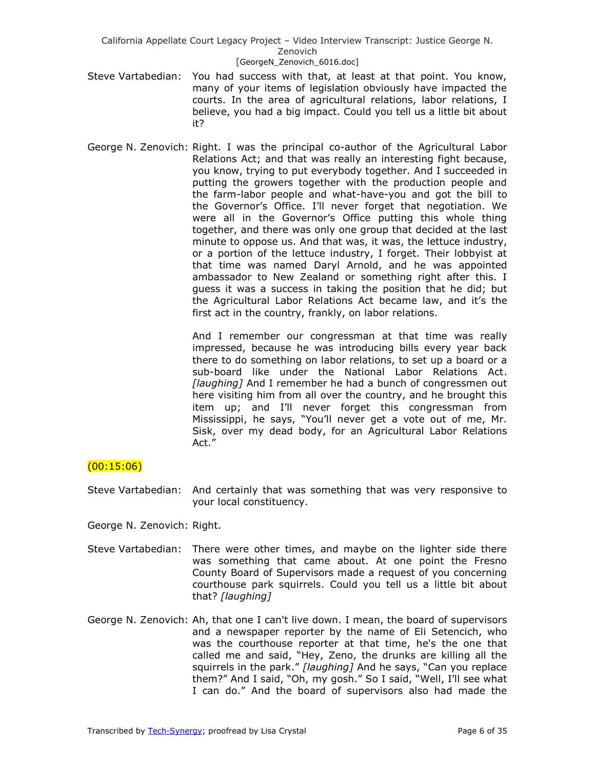Steve Vartabedian: You had success with that, at least at that point. You know, many of your items of legislation obviously have impacted the courts. In the area of agricultural relations, labor relations, I believe, you had a big impact. Could you tell us a little bit about it?

George N. Zenovich: Right. I was the principal co-author of the Agricultural Labor Relations Act; and that was really an interesting fight because, you know, trying to put everybody together. And I succeeded in putting the growers together with the production people and the farm-labor people and what-have-you and got the bill to the Governor's Office. I'll never forget that negotiation. We were all in the Governor's Office putting this whole thing together, and there was only one group that decided at the last minute to oppose us. And that was, it was, the lettuce industry, or a portion of the lettuce industry, I forget. Their lobbyist at that time was named Daryl Arnold, and he was appointed ambassador to New Zealand or something right after this. I guess it was a success in taking the position that he did; but the Agricultural Labor Relations Act became law, and it's the first act in the country, frankly, on labor relations.

And I remember our congressman at that time was really impressed, because he was introducing bills every year back there to do something on labor relations, to set up a board or a sub-board like under the National Labor Relations Act. *[laughing]* And I remember he had a bunch of congressmen out here visiting him from all over the country, and he brought this item up; and I'll never forget this congressman from Mississippi, he says, "You'll never get a vote out of me, Mr. Sisk, over my dead body, for an Agricultural Labor Relations Act."

(00:15:06)

Steve Vartabedian: And certainly that was something that was very responsive to your local constituency.

George N. Zenovich: Right.

Steve Vartabedian: There were other times, and maybe on the lighter side there was something that came about. At one point the Fresno County Board of Supervisors made a request of you concerning courthouse park squirrels. Could you tell us a little bit about that? *[laughing]*

George N. Zenovich: Ah, that one I can't live down. I mean, the board of supervisors and a newspaper reporter by the name of Eli Setencich, who was the courthouse reporter at that time, he's the one that called me and said, "Hey, Zeno, the drunks are killing all the squirrels in the park." *[laughing]* And he says, "Can you replace them?" And I said, "Oh, my gosh." So I said, "Well, I'll see what I can do." And the board of supervisors also had made the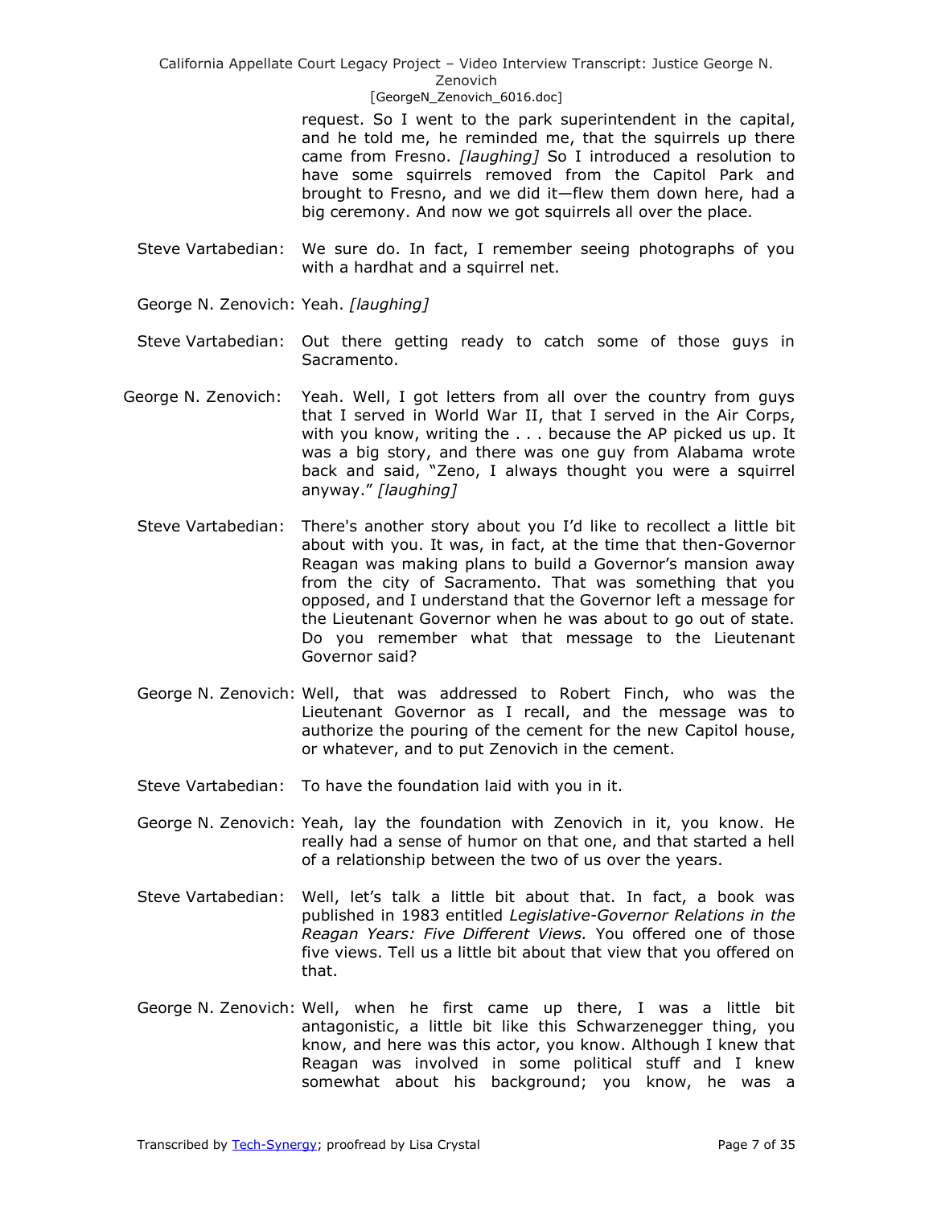request. So I went to the park superintendent in the capital, and he told me, he reminded me, that the squirrels up there came from Fresno. *[laughing]* So I introduced a resolution to have some squirrels removed from the Capitol Park and brought to Fresno, and we did it—flew them down here, had a big ceremony. And now we got squirrels all over the place.

Steve Vartabedian: We sure do. In fact, I remember seeing photographs of you with a hardhat and a squirrel net.

George N. Zenovich: Yeah. *[laughing]*

Steve Vartabedian: Out there getting ready to catch some of those guys in Sacramento.

George N. Zenovich: Yeah. Well, I got letters from all over the country from guys that I served in World War II, that I served in the Air Corps, with you know, writing the . . . because the AP picked us up. It was a big story, and there was one guy from Alabama wrote back and said, "Zeno, I always thought you were a squirrel anyway." *[laughing]*

Steve Vartabedian: There's another story about you I'd like to recollect a little bit about with you. It was, in fact, at the time that then-Governor Reagan was making plans to build a Governor's mansion away from the city of Sacramento. That was something that you opposed, and I understand that the Governor left a message for the Lieutenant Governor when he was about to go out of state. Do you remember what that message to the Lieutenant Governor said?

George N. Zenovich: Well, that was addressed to Robert Finch, who was the Lieutenant Governor as I recall, and the message was to authorize the pouring of the cement for the new Capitol house, or whatever, and to put Zenovich in the cement.

Steve Vartabedian: To have the foundation laid with you in it.

George N. Zenovich: Yeah, lay the foundation with Zenovich in it, you know. He really had a sense of humor on that one, and that started a hell of a relationship between the two of us over the years.

Steve Vartabedian: Well, let's talk a little bit about that. In fact, a book was published in 1983 entitled *Legislative-Governor Relations in the Reagan Years: Five Different Views.* You offered one of those five views. Tell us a little bit about that view that you offered on that.

George N. Zenovich: Well, when he first came up there, I was a little bit antagonistic, a little bit like this Schwarzenegger thing, you know, and here was this actor, you know. Although I knew that Reagan was involved in some political stuff and I knew somewhat about his background; you know, he was a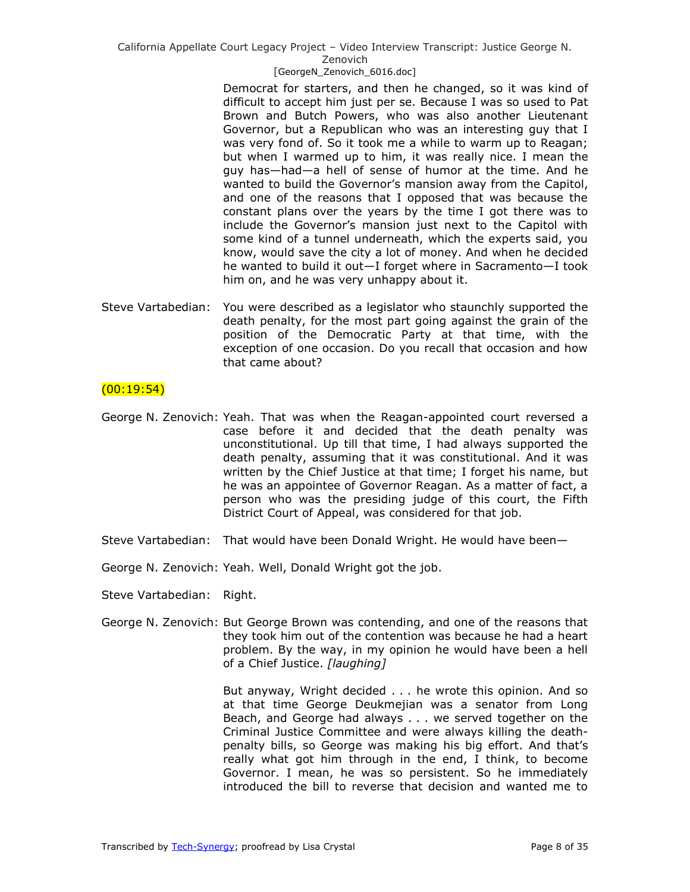Democrat for starters, and then he changed, so it was kind of difficult to accept him just per se. Because I was so used to Pat Brown and Butch Powers, who was also another Lieutenant Governor, but a Republican who was an interesting guy that I was very fond of. So it took me a while to warm up to Reagan; but when I warmed up to him, it was really nice. I mean the guy has—had—a hell of sense of humor at the time. And he wanted to build the Governor's mansion away from the Capitol, and one of the reasons that I opposed that was because the constant plans over the years by the time I got there was to include the Governor's mansion just next to the Capitol with some kind of a tunnel underneath, which the experts said, you know, would save the city a lot of money. And when he decided he wanted to build it out—I forget where in Sacramento—I took him on, and he was very unhappy about it.

Steve Vartabedian: You were described as a legislator who staunchly supported the death penalty, for the most part going against the grain of the position of the Democratic Party at that time, with the exception of one occasion. Do you recall that occasion and how that came about?

(00:19:54)

George N. Zenovich: Yeah. That was when the Reagan-appointed court reversed a case before it and decided that the death penalty was unconstitutional. Up till that time, I had always supported the death penalty, assuming that it was constitutional. And it was written by the Chief Justice at that time; I forget his name, but he was an appointee of Governor Reagan. As a matter of fact, a person who was the presiding judge of this court, the Fifth District Court of Appeal, was considered for that job.

Steve Vartabedian: That would have been Donald Wright. He would have been—

George N. Zenovich: Yeah. Well, Donald Wright got the job.

Steve Vartabedian: Right.

George N. Zenovich: But George Brown was contending, and one of the reasons that they took him out of the contention was because he had a heart problem. By the way, in my opinion he would have been a hell of a Chief Justice. *[laughing]*

But anyway, Wright decided . . . he wrote this opinion. And so at that time George Deukmejian was a senator from Long Beach, and George had always . . . we served together on the Criminal Justice Committee and were always killing the death-penalty bills, so George was making his big effort. And that's really what got him through in the end, I think, to become Governor. I mean, he was so persistent. So he immediately introduced the bill to reverse that decision and wanted me to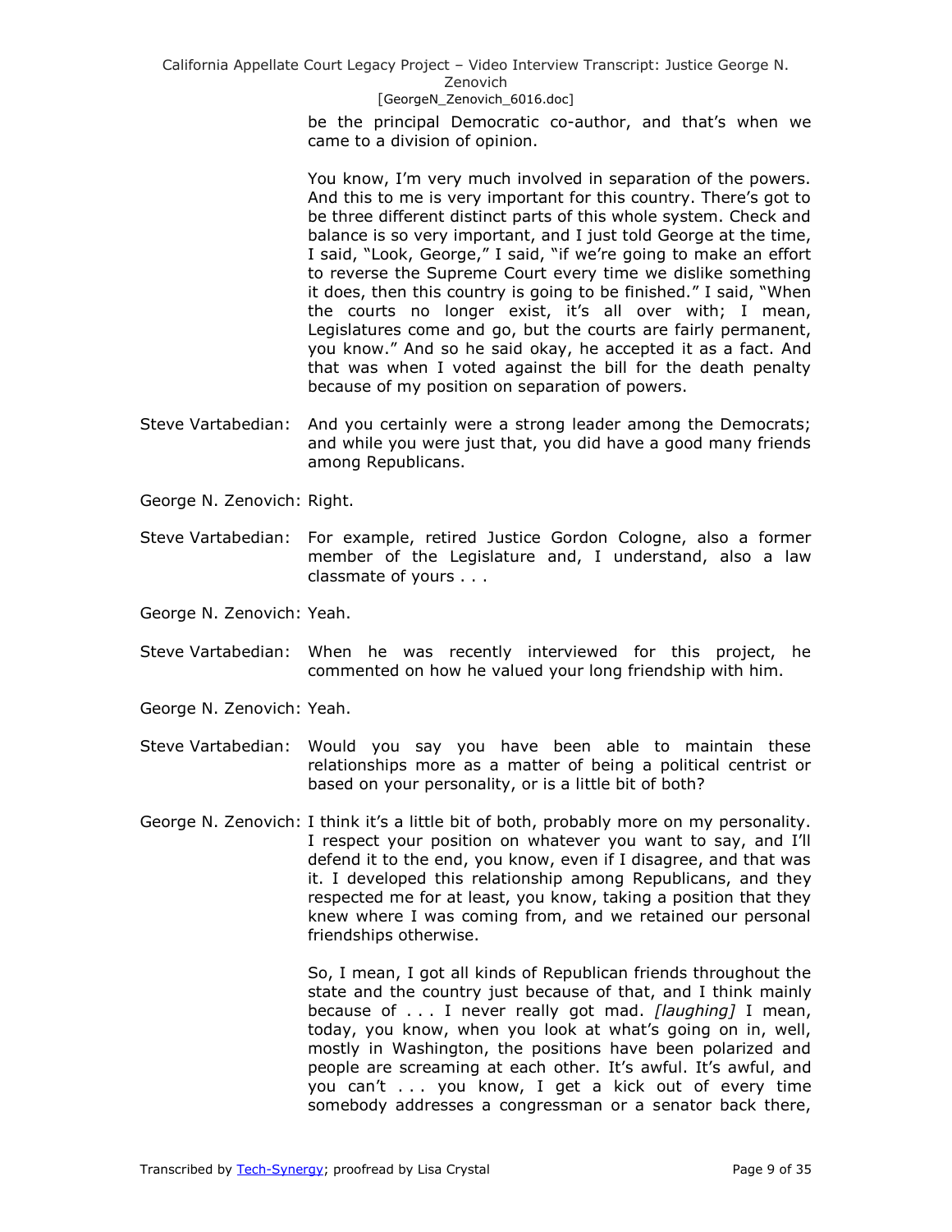be the principal Democratic co-author, and that's when we came to a division of opinion.

You know, I'm very much involved in separation of the powers. And this to me is very important for this country. There's got to be three different distinct parts of this whole system. Check and balance is so very important, and I just told George at the time, I said, "Look, George," I said, "if we're going to make an effort to reverse the Supreme Court every time we dislike something it does, then this country is going to be finished." I said, "When the courts no longer exist, it's all over with; I mean, Legislatures come and go, but the courts are fairly permanent, you know." And so he said okay, he accepted it as a fact. And that was when I voted against the bill for the death penalty because of my position on separation of powers.

Steve Vartabedian: And you certainly were a strong leader among the Democrats; and while you were just that, you did have a good many friends among Republicans.

George N. Zenovich: Right.

Steve Vartabedian: For example, retired Justice Gordon Cologne, also a former member of the Legislature and, I understand, also a law classmate of yours . . .

George N. Zenovich: Yeah.

Steve Vartabedian: When he was recently interviewed for this project, he commented on how he valued your long friendship with him.

George N. Zenovich: Yeah.

Steve Vartabedian: Would you say you have been able to maintain these relationships more as a matter of being a political centrist or based on your personality, or is a little bit of both?

George N. Zenovich: I think it's a little bit of both, probably more on my personality. I respect your position on whatever you want to say, and I'll defend it to the end, you know, even if I disagree, and that was it. I developed this relationship among Republicans, and they respected me for at least, you know, taking a position that they knew where I was coming from, and we retained our personal friendships otherwise.

So, I mean, I got all kinds of Republican friends throughout the state and the country just because of that, and I think mainly because of . . . I never really got mad. *[laughing]* I mean, today, you know, when you look at what's going on in, well, mostly in Washington, the positions have been polarized and people are screaming at each other. It's awful. It's awful, and you can't . . . you know, I get a kick out of every time somebody addresses a congressman or a senator back there,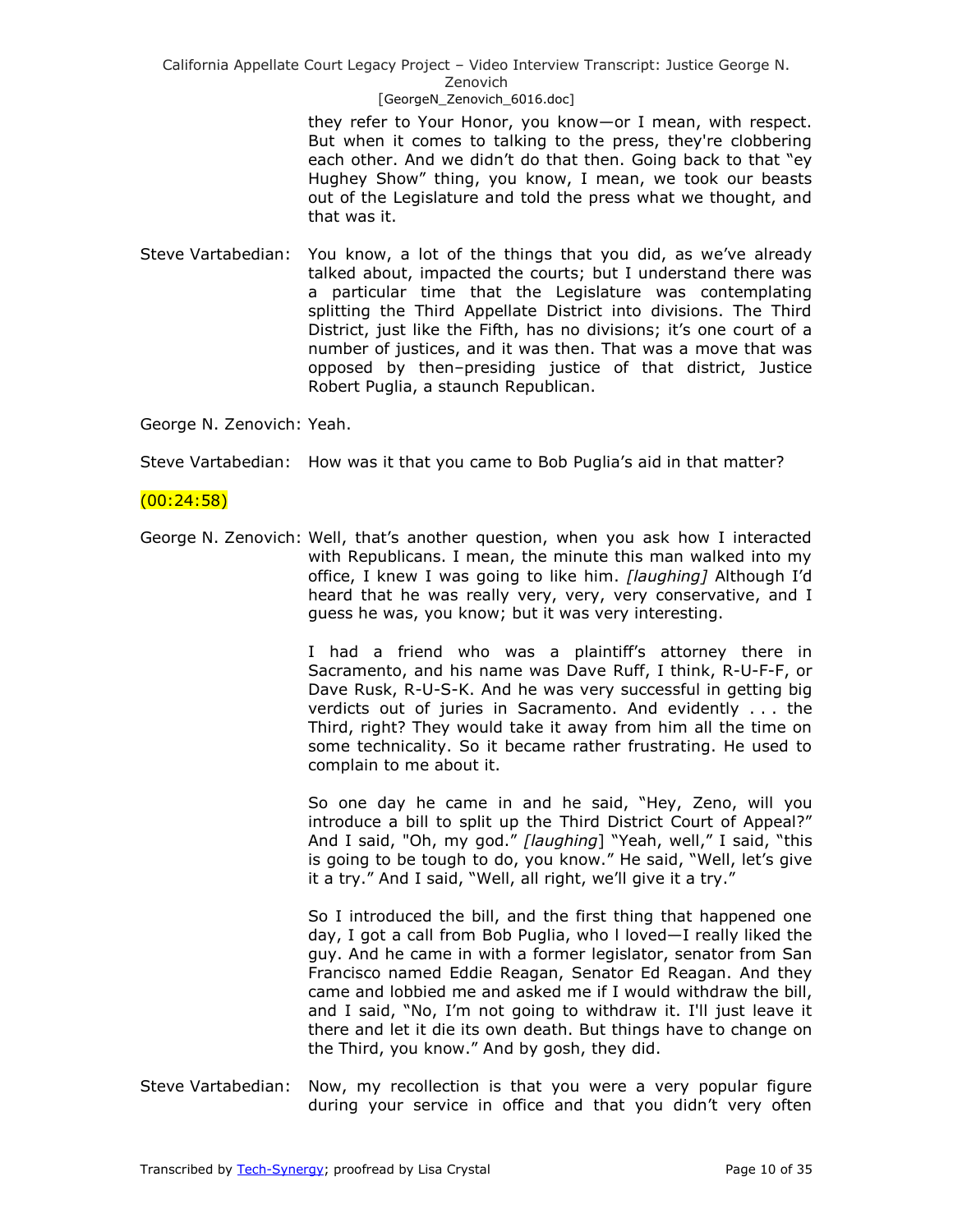they refer to Your Honor, you know—or I mean, with respect. But when it comes to talking to the press, they're clobbering each other. And we didn't do that then. Going back to that "ey Hughey Show" thing, you know, I mean, we took our beasts out of the Legislature and told the press what we thought, and that was it.

Steve Vartabedian: You know, a lot of the things that you did, as we've already talked about, impacted the courts; but I understand there was a particular time that the Legislature was contemplating splitting the Third Appellate District into divisions. The Third District, just like the Fifth, has no divisions; it's one court of a number of justices, and it was then. That was a move that was opposed by then–presiding justice of that district, Justice Robert Puglia, a staunch Republican.

George N. Zenovich: Yeah.

Steve Vartabedian: How was it that you came to Bob Puglia's aid in that matter?

(00:24:58)

George N. Zenovich: Well, that's another question, when you ask how I interacted with Republicans. I mean, the minute this man walked into my office, I knew I was going to like him. *[laughing]* Although I'd heard that he was really very, very, very conservative, and I guess he was, you know; but it was very interesting.

I had a friend who was a plaintiff's attorney there in Sacramento, and his name was Dave Ruff, I think, R-U-F-F, or Dave Rusk, R-U-S-K. And he was very successful in getting big verdicts out of juries in Sacramento. And evidently . . . the Third, right? They would take it away from him all the time on some technicality. So it became rather frustrating. He used to complain to me about it.

So one day he came in and he said, "Hey, Zeno, will you introduce a bill to split up the Third District Court of Appeal?" And I said, "Oh, my god." *[laughing]* "Yeah, well," I said, "this is going to be tough to do, you know." He said, "Well, let's give it a try." And I said, "Well, all right, we'll give it a try."

So I introduced the bill, and the first thing that happened one day, I got a call from Bob Puglia, who I loved—I really liked the guy. And he came in with a former legislator, senator from San Francisco named Eddie Reagan, Senator Ed Reagan. And they came and lobbied me and asked me if I would withdraw the bill, and I said, "No, I'm not going to withdraw it. I'll just leave it there and let it die its own death. But things have to change on the Third, you know." And by gosh, they did.

Steve Vartabedian: Now, my recollection is that you were a very popular figure during your service in office and that you didn't very often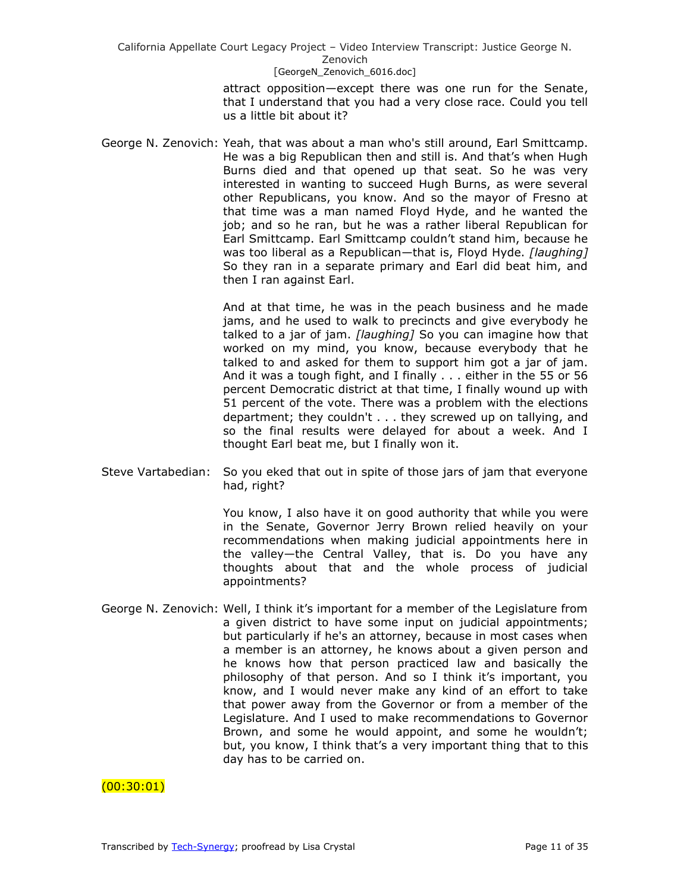attract opposition—except there was one run for the Senate, that I understand that you had a very close race. Could you tell us a little bit about it?

George N. Zenovich: Yeah, that was about a man who's still around, Earl Smittcamp. He was a big Republican then and still is. And that's when Hugh Burns died and that opened up that seat. So he was very interested in wanting to succeed Hugh Burns, as were several other Republicans, you know. And so the mayor of Fresno at that time was a man named Floyd Hyde, and he wanted the job; and so he ran, but he was a rather liberal Republican for Earl Smittcamp. Earl Smittcamp couldn't stand him, because he was too liberal as a Republican—that is, Floyd Hyde. *[laughing]* So they ran in a separate primary and Earl did beat him, and then I ran against Earl.

And at that time, he was in the peach business and he made jams, and he used to walk to precincts and give everybody he talked to a jar of jam. *[laughing]* So you can imagine how that worked on my mind, you know, because everybody that he talked to and asked for them to support him got a jar of jam. And it was a tough fight, and I finally . . . either in the 55 or 56 percent Democratic district at that time, I finally wound up with 51 percent of the vote. There was a problem with the elections department; they couldn't . . . they screwed up on tallying, and so the final results were delayed for about a week. And I thought Earl beat me, but I finally won it.

Steve Vartabedian: So you eked that out in spite of those jars of jam that everyone had, right?

You know, I also have it on good authority that while you were in the Senate, Governor Jerry Brown relied heavily on your recommendations when making judicial appointments here in the valley—the Central Valley, that is. Do you have any thoughts about that and the whole process of judicial appointments?

George N. Zenovich: Well, I think it's important for a member of the Legislature from a given district to have some input on judicial appointments; but particularly if he's an attorney, because in most cases when a member is an attorney, he knows about a given person and he knows how that person practiced law and basically the philosophy of that person. And so I think it's important, you know, and I would never make any kind of an effort to take that power away from the Governor or from a member of the Legislature. And I used to make recommendations to Governor Brown, and some he would appoint, and some he wouldn't; but, you know, I think that's a very important thing that to this day has to be carried on.

(00:30:01)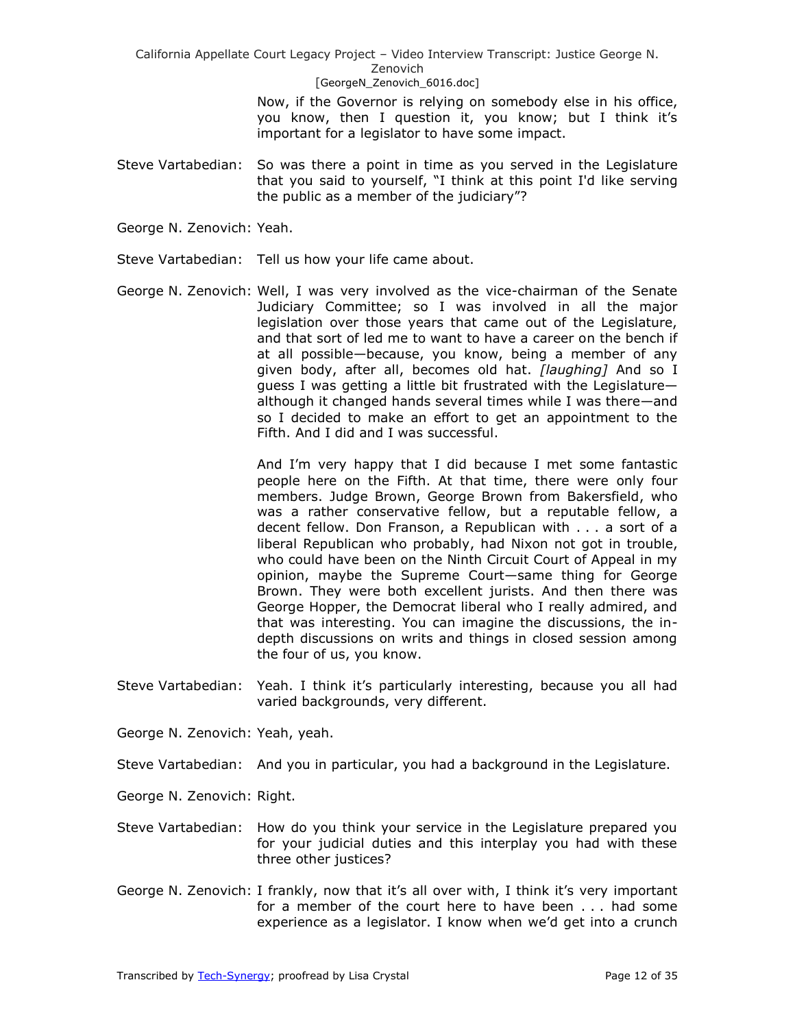Now, if the Governor is relying on somebody else in his office, you know, then I question it, you know; but I think it's important for a legislator to have some impact.

Steve Vartabedian: So was there a point in time as you served in the Legislature that you said to yourself, "I think at this point I'd like serving the public as a member of the judiciary"?

George N. Zenovich: Yeah.

Steve Vartabedian: Tell us how your life came about.

George N. Zenovich: Well, I was very involved as the vice-chairman of the Senate Judiciary Committee; so I was involved in all the major legislation over those years that came out of the Legislature, and that sort of led me to want to have a career on the bench if at all possible—because, you know, being a member of any given body, after all, becomes old hat. *[laughing]* And so I guess I was getting a little bit frustrated with the Legislature—although it changed hands several times while I was there—and so I decided to make an effort to get an appointment to the Fifth. And I did and I was successful.

And I'm very happy that I did because I met some fantastic people here on the Fifth. At that time, there were only four members. Judge Brown, George Brown from Bakersfield, who was a rather conservative fellow, but a reputable fellow, a decent fellow. Don Franson, a Republican with . . . a sort of a liberal Republican who probably, had Nixon not got in trouble, who could have been on the Ninth Circuit Court of Appeal in my opinion, maybe the Supreme Court—same thing for George Brown. They were both excellent jurists. And then there was George Hopper, the Democrat liberal who I really admired, and that was interesting. You can imagine the discussions, the in-depth discussions on writs and things in closed session among the four of us, you know.

Steve Vartabedian: Yeah. I think it's particularly interesting, because you all had varied backgrounds, very different.

George N. Zenovich: Yeah, yeah.

Steve Vartabedian: And you in particular, you had a background in the Legislature.

George N. Zenovich: Right.

Steve Vartabedian: How do you think your service in the Legislature prepared you for your judicial duties and this interplay you had with these three other justices?

George N. Zenovich: I frankly, now that it's all over with, I think it's very important for a member of the court here to have been . . . had some experience as a legislator. I know when we'd get into a crunch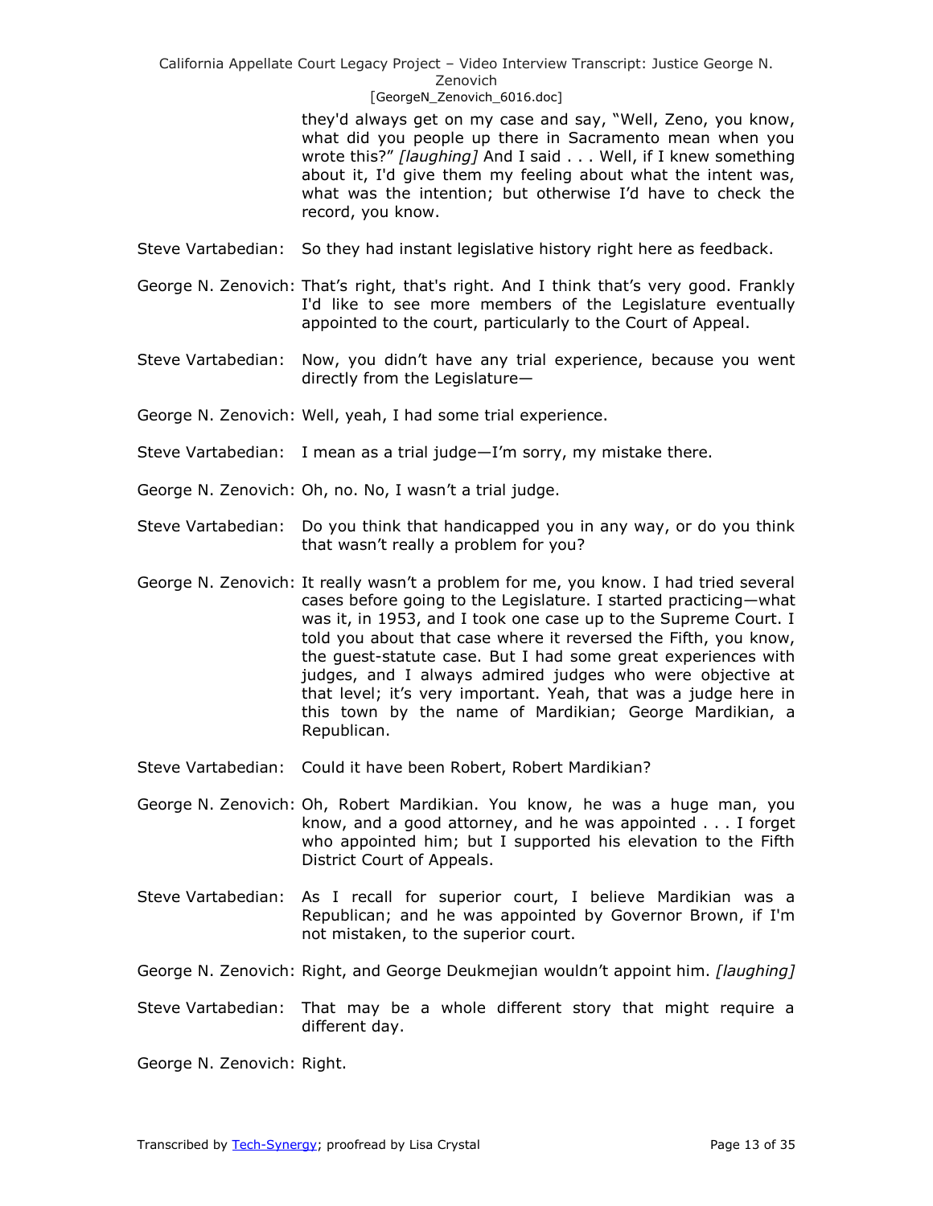they'd always get on my case and say, "Well, Zeno, you know, what did you people up there in Sacramento mean when you wrote this?" *[laughing]* And I said . . . Well, if I knew something about it, I'd give them my feeling about what the intent was, what was the intention; but otherwise I'd have to check the record, you know.

Steve Vartabedian: So they had instant legislative history right here as feedback.

George N. Zenovich: That's right, that's right. And I think that's very good. Frankly I'd like to see more members of the Legislature eventually appointed to the court, particularly to the Court of Appeal.

Steve Vartabedian: Now, you didn't have any trial experience, because you went directly from the Legislature—

George N. Zenovich: Well, yeah, I had some trial experience.

Steve Vartabedian: I mean as a trial judge—I'm sorry, my mistake there.

George N. Zenovich: Oh, no. No, I wasn't a trial judge.

Steve Vartabedian: Do you think that handicapped you in any way, or do you think that wasn't really a problem for you?

George N. Zenovich: It really wasn't a problem for me, you know. I had tried several cases before going to the Legislature. I started practicing—what was it, in 1953, and I took one case up to the Supreme Court. I told you about that case where it reversed the Fifth, you know, the guest-statute case. But I had some great experiences with judges, and I always admired judges who were objective at that level; it's very important. Yeah, that was a judge here in this town by the name of Mardikian; George Mardikian, a Republican.

Steve Vartabedian: Could it have been Robert, Robert Mardikian?

George N. Zenovich: Oh, Robert Mardikian. You know, he was a huge man, you know, and a good attorney, and he was appointed . . . I forget who appointed him; but I supported his elevation to the Fifth District Court of Appeals.

Steve Vartabedian: As I recall for superior court, I believe Mardikian was a Republican; and he was appointed by Governor Brown, if I'm not mistaken, to the superior court.

George N. Zenovich: Right, and George Deukmejian wouldn't appoint him. *[laughing]*

Steve Vartabedian: That may be a whole different story that might require a different day.

George N. Zenovich: Right.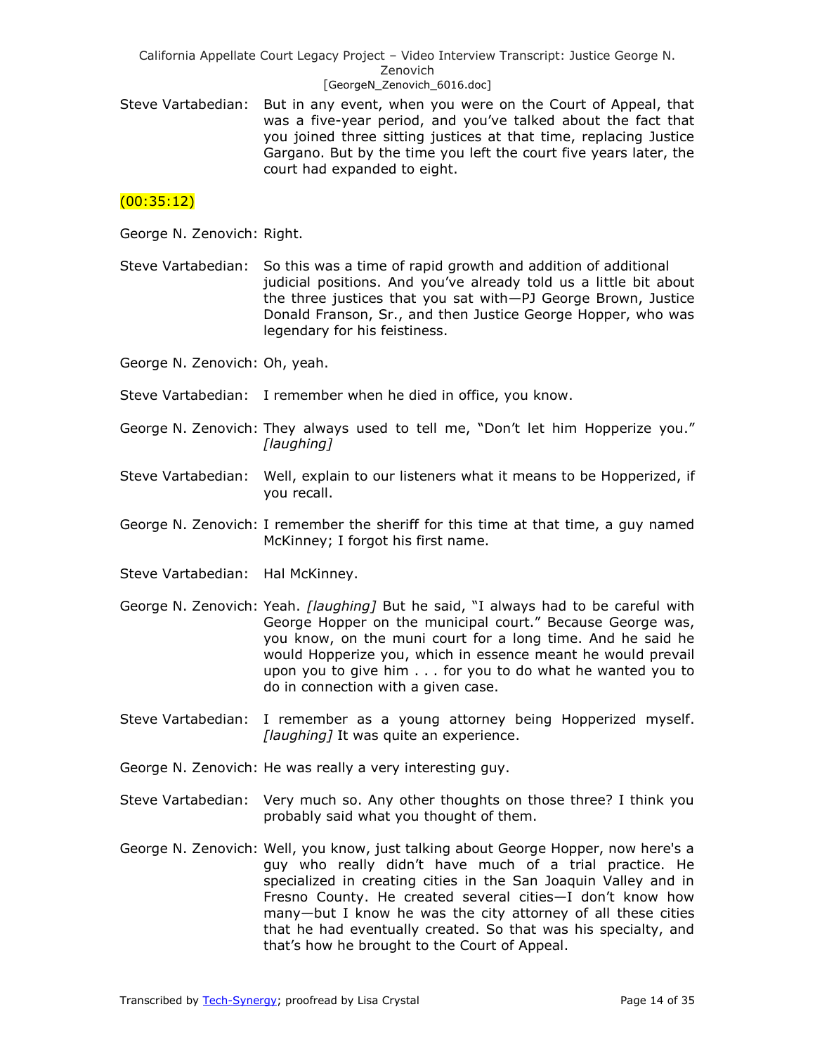Steve Vartabedian: But in any event, when you were on the Court of Appeal, that was a five-year period, and you've talked about the fact that you joined three sitting justices at that time, replacing Justice Gargano. But by the time you left the court five years later, the court had expanded to eight.

(00:35:12)

George N. Zenovich: Right.

Steve Vartabedian: So this was a time of rapid growth and addition of additional judicial positions. And you've already told us a little bit about the three justices that you sat with—PJ George Brown, Justice Donald Franson, Sr., and then Justice George Hopper, who was legendary for his feistiness.

George N. Zenovich: Oh, yeah.

Steve Vartabedian: I remember when he died in office, you know.

George N. Zenovich: They always used to tell me, "Don't let him Hopperize you." *[laughing]*

Steve Vartabedian: Well, explain to our listeners what it means to be Hopperized, if you recall.

George N. Zenovich: I remember the sheriff for this time at that time, a guy named McKinney; I forgot his first name.

Steve Vartabedian: Hal McKinney.

George N. Zenovich: Yeah. *[laughing]* But he said, "I always had to be careful with George Hopper on the municipal court." Because George was, you know, on the muni court for a long time. And he said he would Hopperize you, which in essence meant he would prevail upon you to give him . . . for you to do what he wanted you to do in connection with a given case.

Steve Vartabedian: I remember as a young attorney being Hopperized myself. *[laughing]* It was quite an experience.

George N. Zenovich: He was really a very interesting guy.

Steve Vartabedian: Very much so. Any other thoughts on those three? I think you probably said what you thought of them.

George N. Zenovich: Well, you know, just talking about George Hopper, now here's a guy who really didn't have much of a trial practice. He specialized in creating cities in the San Joaquin Valley and in Fresno County. He created several cities—I don't know how many—but I know he was the city attorney of all these cities that he had eventually created. So that was his specialty, and that's how he brought to the Court of Appeal.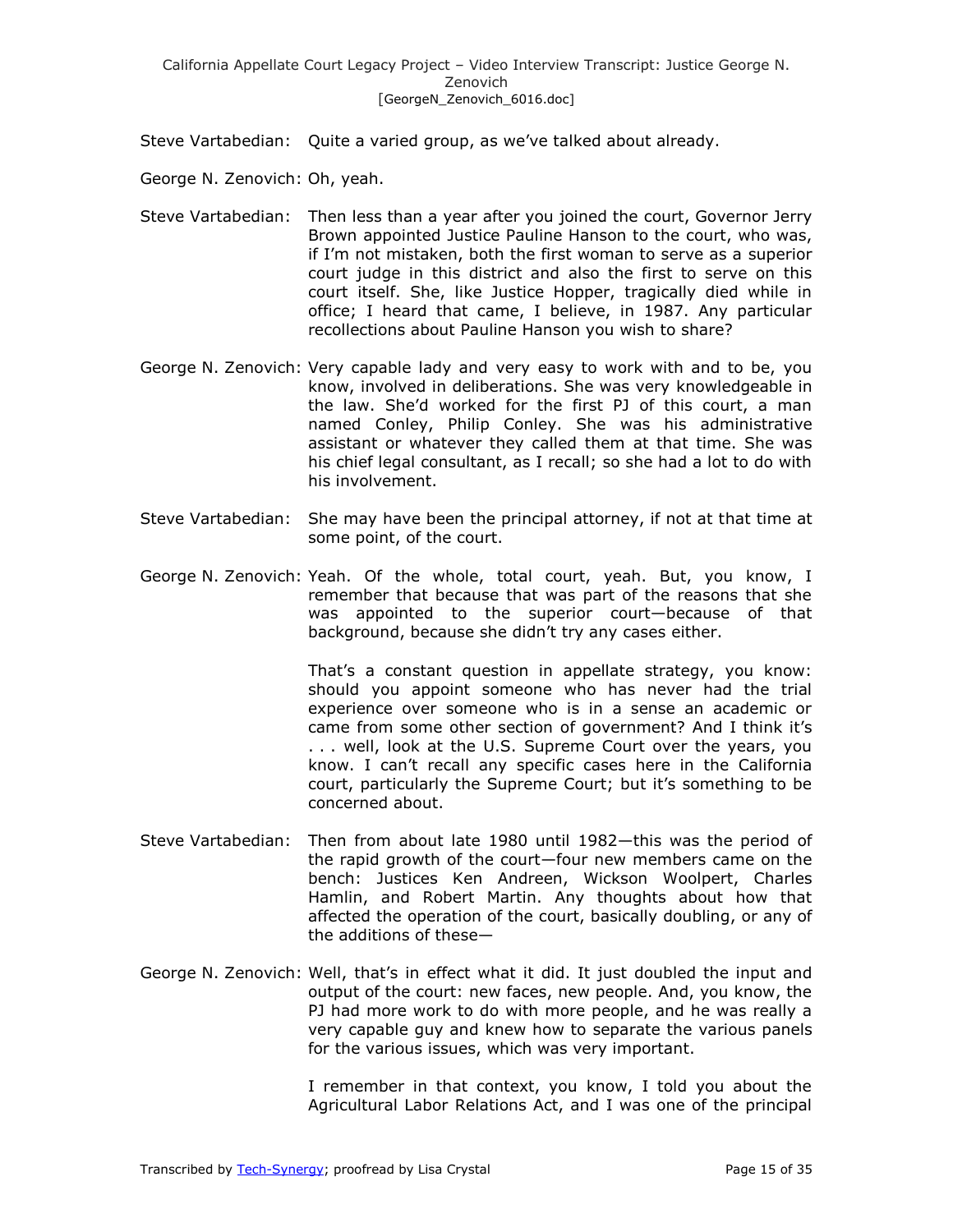Steve Vartabedian: Quite a varied group, as we've talked about already.

George N. Zenovich: Oh, yeah.

Steve Vartabedian: Then less than a year after you joined the court, Governor Jerry Brown appointed Justice Pauline Hanson to the court, who was, if I'm not mistaken, both the first woman to serve as a superior court judge in this district and also the first to serve on this court itself. She, like Justice Hopper, tragically died while in office; I heard that came, I believe, in 1987. Any particular recollections about Pauline Hanson you wish to share?

George N. Zenovich: Very capable lady and very easy to work with and to be, you know, involved in deliberations. She was very knowledgeable in the law. She'd worked for the first PJ of this court, a man named Conley, Philip Conley. She was his administrative assistant or whatever they called them at that time. She was his chief legal consultant, as I recall; so she had a lot to do with his involvement.

Steve Vartabedian: She may have been the principal attorney, if not at that time at some point, of the court.

George N. Zenovich: Yeah. Of the whole, total court, yeah. But, you know, I remember that because that was part of the reasons that she was appointed to the superior court—because of that background, because she didn't try any cases either.

That's a constant question in appellate strategy, you know: should you appoint someone who has never had the trial experience over someone who is in a sense an academic or came from some other section of government? And I think it's . . . well, look at the U.S. Supreme Court over the years, you know. I can't recall any specific cases here in the California court, particularly the Supreme Court; but it's something to be concerned about.

Steve Vartabedian: Then from about late 1980 until 1982—this was the period of the rapid growth of the court—four new members came on the bench: Justices Ken Andreen, Wickson Woolpert, Charles Hamlin, and Robert Martin. Any thoughts about how that affected the operation of the court, basically doubling, or any of the additions of these—

George N. Zenovich: Well, that's in effect what it did. It just doubled the input and output of the court: new faces, new people. And, you know, the PJ had more work to do with more people, and he was really a very capable guy and knew how to separate the various panels for the various issues, which was very important.

I remember in that context, you know, I told you about the Agricultural Labor Relations Act, and I was one of the principal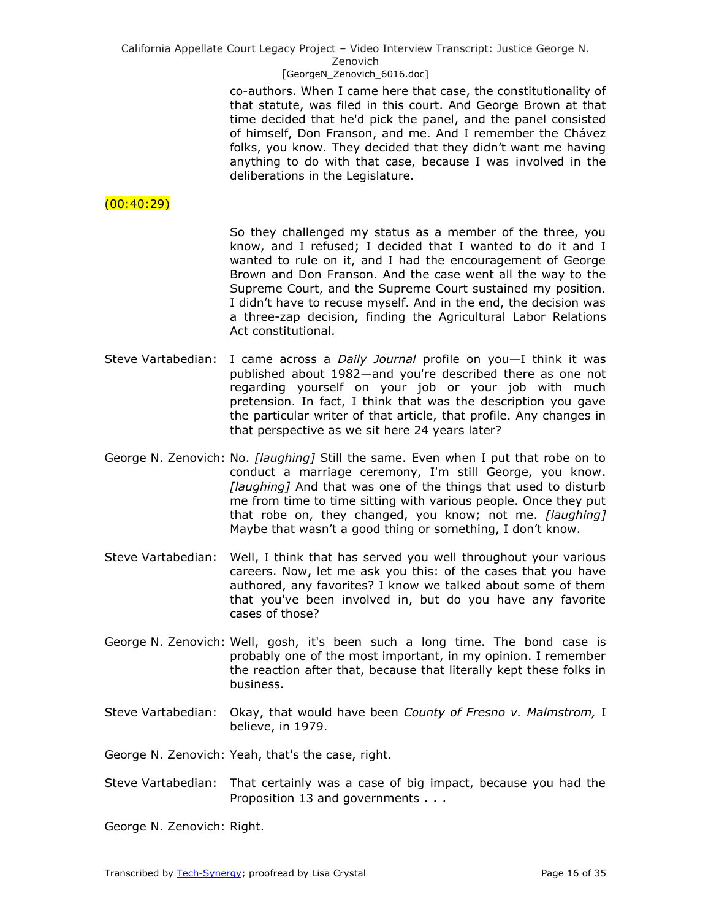co-authors. When I came here that case, the constitutionality of that statute, was filed in this court. And George Brown at that time decided that he'd pick the panel, and the panel consisted of himself, Don Franson, and me. And I remember the Chávez folks, you know. They decided that they didn't want me having anything to do with that case, because I was involved in the deliberations in the Legislature.

(00:40:29)

So they challenged my status as a member of the three, you know, and I refused; I decided that I wanted to do it and I wanted to rule on it, and I had the encouragement of George Brown and Don Franson. And the case went all the way to the Supreme Court, and the Supreme Court sustained my position. I didn't have to recuse myself. And in the end, the decision was a three-zap decision, finding the Agricultural Labor Relations Act constitutional.

Steve Vartabedian: I came across a *Daily Journal* profile on you—I think it was published about 1982—and you're described there as one not regarding yourself on your job or your job with much pretension. In fact, I think that was the description you gave the particular writer of that article, that profile. Any changes in that perspective as we sit here 24 years later?

George N. Zenovich: No. *[laughing]* Still the same. Even when I put that robe on to conduct a marriage ceremony, I'm still George, you know. *[laughing]* And that was one of the things that used to disturb me from time to time sitting with various people. Once they put that robe on, they changed, you know; not me. *[laughing]* Maybe that wasn't a good thing or something, I don't know.

Steve Vartabedian: Well, I think that has served you well throughout your various careers. Now, let me ask you this: of the cases that you have authored, any favorites? I know we talked about some of them that you've been involved in, but do you have any favorite cases of those?

George N. Zenovich: Well, gosh, it's been such a long time. The bond case is probably one of the most important, in my opinion. I remember the reaction after that, because that literally kept these folks in business.

Steve Vartabedian: Okay, that would have been *County of Fresno v. Malmstrom,* I believe, in 1979.

George N. Zenovich: Yeah, that's the case, right.

Steve Vartabedian: That certainly was a case of big impact, because you had the Proposition 13 and governments . . .

George N. Zenovich: Right.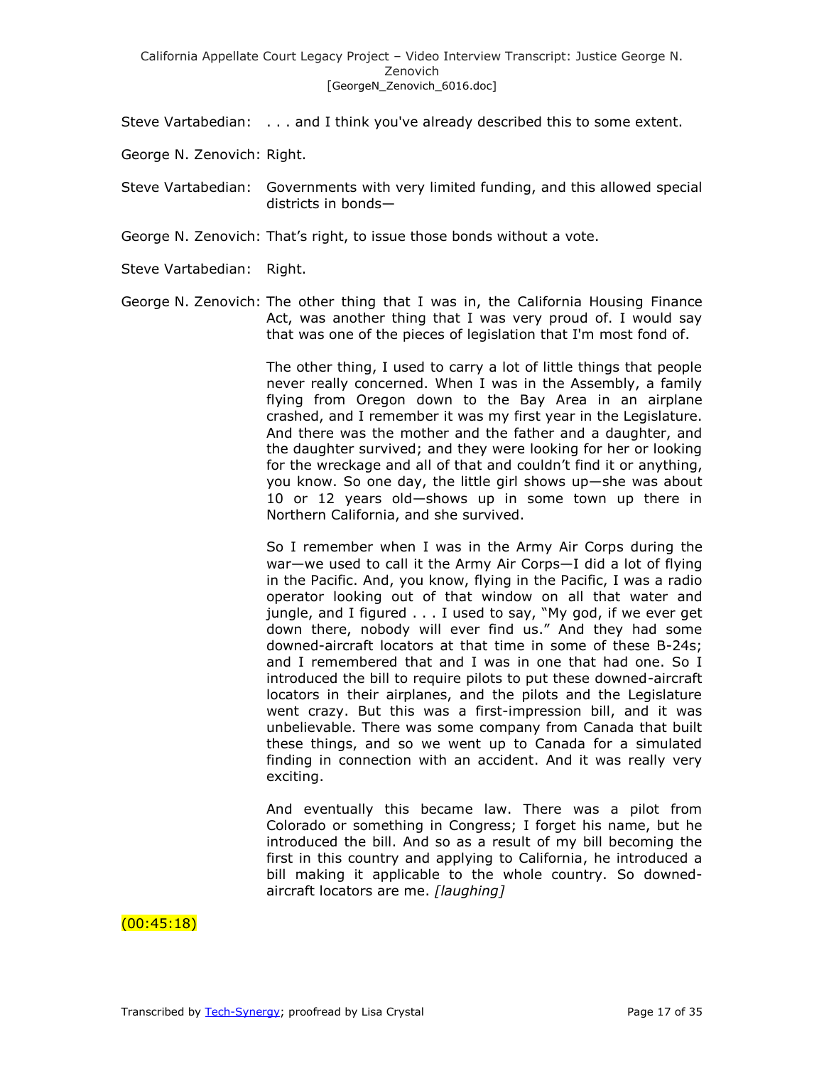Steve Vartabedian: . . . and I think you've already described this to some extent.

George N. Zenovich: Right.

Steve Vartabedian: Governments with very limited funding, and this allowed special districts in bonds—

George N. Zenovich: That's right, to issue those bonds without a vote.

Steve Vartabedian: Right.

George N. Zenovich: The other thing that I was in, the California Housing Finance Act, was another thing that I was very proud of. I would say that was one of the pieces of legislation that I'm most fond of.

The other thing, I used to carry a lot of little things that people never really concerned. When I was in the Assembly, a family flying from Oregon down to the Bay Area in an airplane crashed, and I remember it was my first year in the Legislature. And there was the mother and the father and a daughter, and the daughter survived; and they were looking for her or looking for the wreckage and all of that and couldn't find it or anything, you know. So one day, the little girl shows up—she was about 10 or 12 years old—shows up in some town up there in Northern California, and she survived.

So I remember when I was in the Army Air Corps during the war—we used to call it the Army Air Corps—I did a lot of flying in the Pacific. And, you know, flying in the Pacific, I was a radio operator looking out of that window on all that water and jungle, and I figured . . . I used to say, "My god, if we ever get down there, nobody will ever find us." And they had some downed-aircraft locators at that time in some of these B-24s; and I remembered that and I was in one that had one. So I introduced the bill to require pilots to put these downed-aircraft locators in their airplanes, and the pilots and the Legislature went crazy. But this was a first-impression bill, and it was unbelievable. There was some company from Canada that built these things, and so we went up to Canada for a simulated finding in connection with an accident. And it was really very exciting.

And eventually this became law. There was a pilot from Colorado or something in Congress; I forget his name, but he introduced the bill. And so as a result of my bill becoming the first in this country and applying to California, he introduced a bill making it applicable to the whole country. So downed-aircraft locators are me. *[laughing]*

(00:45:18)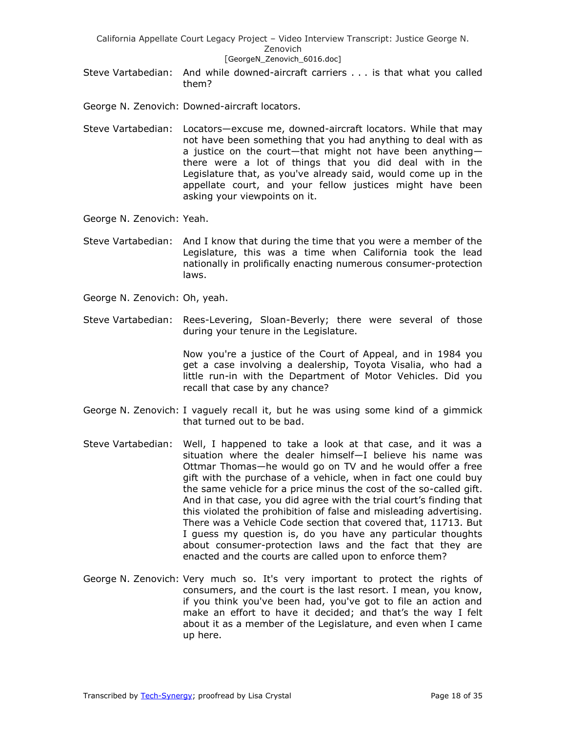Steve Vartabedian: And while downed-aircraft carriers . . . is that what you called them?

George N. Zenovich: Downed-aircraft locators.

Steve Vartabedian: Locators—excuse me, downed-aircraft locators. While that may not have been something that you had anything to deal with as a justice on the court—that might not have been anything—there were a lot of things that you did deal with in the Legislature that, as you've already said, would come up in the appellate court, and your fellow justices might have been asking your viewpoints on it.

George N. Zenovich: Yeah.

Steve Vartabedian: And I know that during the time that you were a member of the Legislature, this was a time when California took the lead nationally in prolifically enacting numerous consumer-protection laws.

George N. Zenovich: Oh, yeah.

Steve Vartabedian: Rees-Levering, Sloan-Beverly; there were several of those during your tenure in the Legislature.

Now you're a justice of the Court of Appeal, and in 1984 you get a case involving a dealership, Toyota Visalia, who had a little run-in with the Department of Motor Vehicles. Did you recall that case by any chance?

George N. Zenovich: I vaguely recall it, but he was using some kind of a gimmick that turned out to be bad.

Steve Vartabedian: Well, I happened to take a look at that case, and it was a situation where the dealer himself—I believe his name was Ottmar Thomas—he would go on TV and he would offer a free gift with the purchase of a vehicle, when in fact one could buy the same vehicle for a price minus the cost of the so-called gift. And in that case, you did agree with the trial court's finding that this violated the prohibition of false and misleading advertising. There was a Vehicle Code section that covered that, 11713. But I guess my question is, do you have any particular thoughts about consumer-protection laws and the fact that they are enacted and the courts are called upon to enforce them?

George N. Zenovich: Very much so. It's very important to protect the rights of consumers, and the court is the last resort. I mean, you know, if you think you've been had, you've got to file an action and make an effort to have it decided; and that's the way I felt about it as a member of the Legislature, and even when I came up here.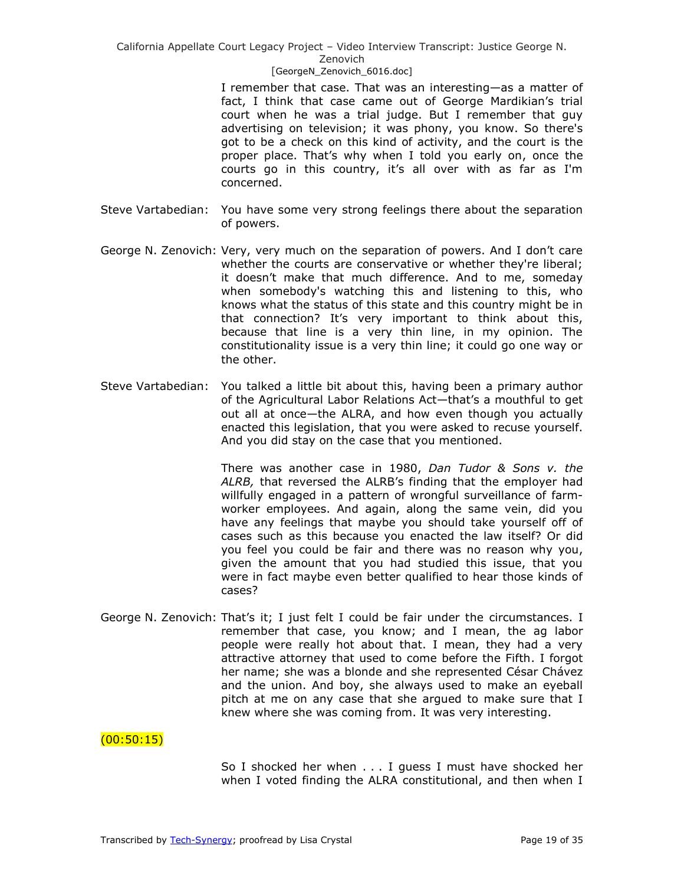I remember that case. That was an interesting—as a matter of fact, I think that case came out of George Mardikian's trial court when he was a trial judge. But I remember that guy advertising on television; it was phony, you know. So there's got to be a check on this kind of activity, and the court is the proper place. That's why when I told you early on, once the courts go in this country, it's all over with as far as I'm concerned.

Steve Vartabedian: You have some very strong feelings there about the separation of powers.

George N. Zenovich: Very, very much on the separation of powers. And I don't care whether the courts are conservative or whether they're liberal; it doesn't make that much difference. And to me, someday when somebody's watching this and listening to this, who knows what the status of this state and this country might be in that connection? It's very important to think about this, because that line is a very thin line, in my opinion. The constitutionality issue is a very thin line; it could go one way or the other.

Steve Vartabedian: You talked a little bit about this, having been a primary author of the Agricultural Labor Relations Act—that's a mouthful to get out all at once—the ALRA, and how even though you actually enacted this legislation, that you were asked to recuse yourself. And you did stay on the case that you mentioned.

There was another case in 1980, *Dan Tudor & Sons v. the ALRB,* that reversed the ALRB's finding that the employer had willfully engaged in a pattern of wrongful surveillance of farm-worker employees. And again, along the same vein, did you have any feelings that maybe you should take yourself off of cases such as this because you enacted the law itself? Or did you feel you could be fair and there was no reason why you, given the amount that you had studied this issue, that you were in fact maybe even better qualified to hear those kinds of cases?

George N. Zenovich: That's it; I just felt I could be fair under the circumstances. I remember that case, you know; and I mean, the ag labor people were really hot about that. I mean, they had a very attractive attorney that used to come before the Fifth. I forgot her name; she was a blonde and she represented César Chávez and the union. And boy, she always used to make an eyeball pitch at me on any case that she argued to make sure that I knew where she was coming from. It was very interesting.

(00:50:15)

So I shocked her when . . . I guess I must have shocked her when I voted finding the ALRA constitutional, and then when I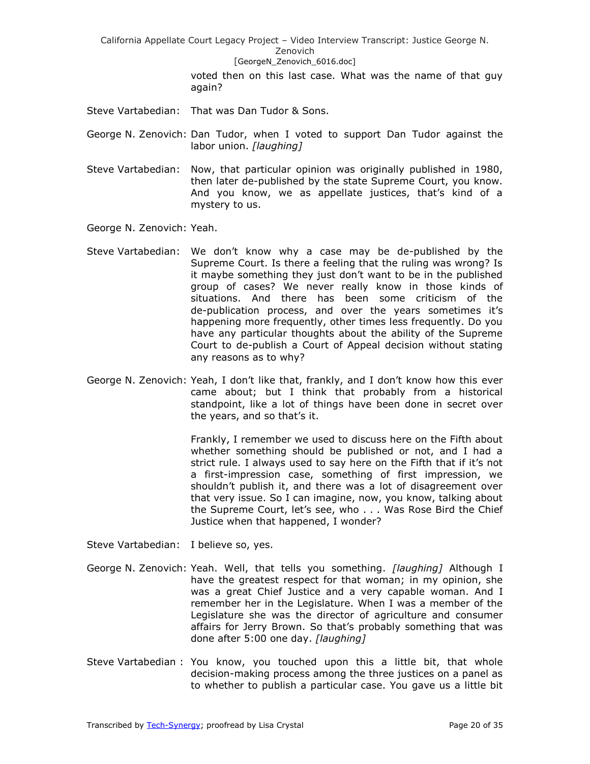voted then on this last case. What was the name of that guy again?

Steve Vartabedian: That was Dan Tudor & Sons.

George N. Zenovich: Dan Tudor, when I voted to support Dan Tudor against the labor union. *[laughing]*

Steve Vartabedian: Now, that particular opinion was originally published in 1980, then later de-published by the state Supreme Court, you know. And you know, we as appellate justices, that's kind of a mystery to us.

George N. Zenovich: Yeah.

Steve Vartabedian: We don't know why a case may be de-published by the Supreme Court. Is there a feeling that the ruling was wrong? Is it maybe something they just don't want to be in the published group of cases? We never really know in those kinds of situations. And there has been some criticism of the de-publication process, and over the years sometimes it's happening more frequently, other times less frequently. Do you have any particular thoughts about the ability of the Supreme Court to de-publish a Court of Appeal decision without stating any reasons as to why?

George N. Zenovich: Yeah, I don't like that, frankly, and I don't know how this ever came about; but I think that probably from a historical standpoint, like a lot of things have been done in secret over the years, and so that's it.

Frankly, I remember we used to discuss here on the Fifth about whether something should be published or not, and I had a strict rule. I always used to say here on the Fifth that if it's not a first-impression case, something of first impression, we shouldn't publish it, and there was a lot of disagreement over that very issue. So I can imagine, now, you know, talking about the Supreme Court, let's see, who . . . Was Rose Bird the Chief Justice when that happened, I wonder?

Steve Vartabedian: I believe so, yes.

George N. Zenovich: Yeah. Well, that tells you something. *[laughing]* Although I have the greatest respect for that woman; in my opinion, she was a great Chief Justice and a very capable woman. And I remember her in the Legislature. When I was a member of the Legislature she was the director of agriculture and consumer affairs for Jerry Brown. So that's probably something that was done after 5:00 one day. *[laughing]*

Steve Vartabedian : You know, you touched upon this a little bit, that whole decision-making process among the three justices on a panel as to whether to publish a particular case. You gave us a little bit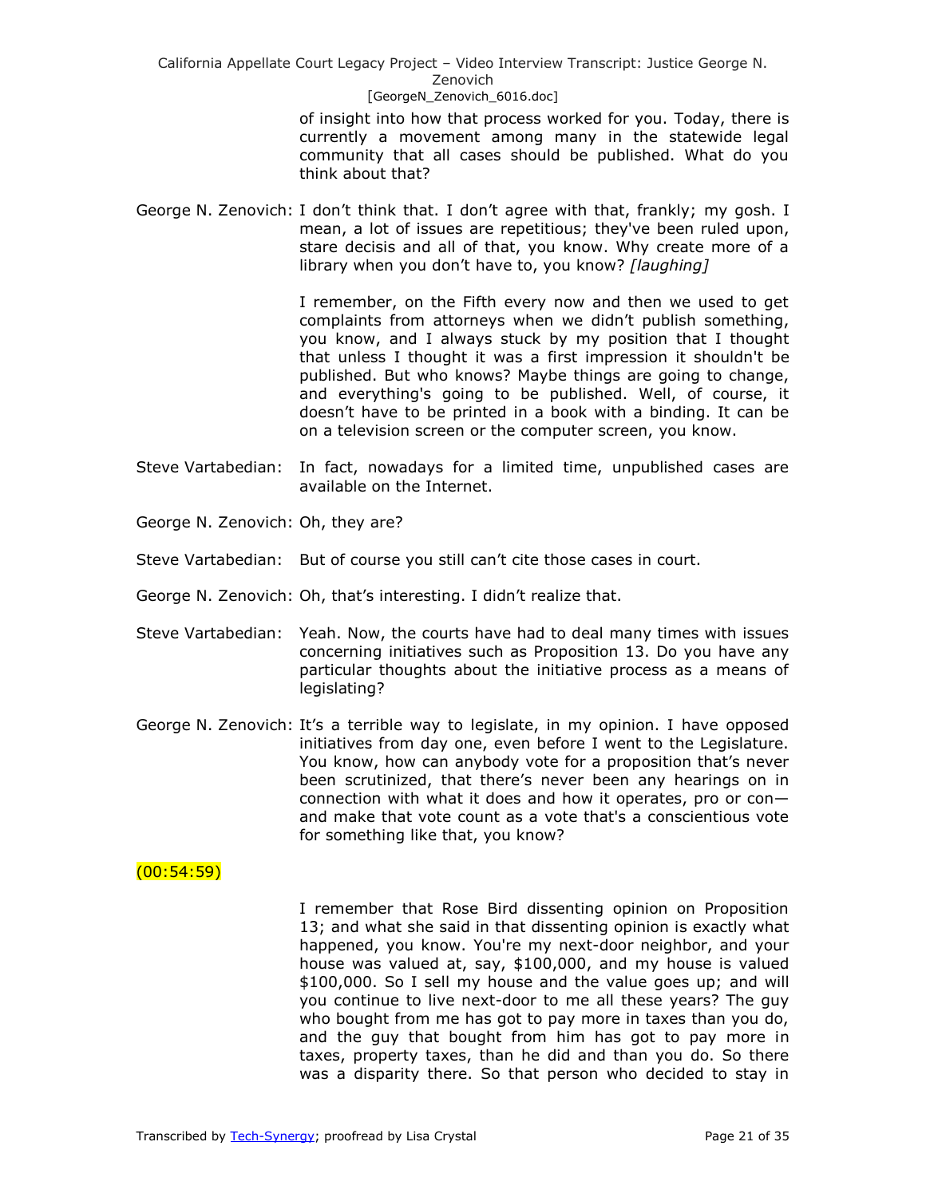of insight into how that process worked for you. Today, there is currently a movement among many in the statewide legal community that all cases should be published. What do you think about that?

George N. Zenovich: I don't think that. I don't agree with that, frankly; my gosh. I mean, a lot of issues are repetitious; they've been ruled upon, stare decisis and all of that, you know. Why create more of a library when you don't have to, you know? *[laughing]*

I remember, on the Fifth every now and then we used to get complaints from attorneys when we didn't publish something, you know, and I always stuck by my position that I thought that unless I thought it was a first impression it shouldn't be published. But who knows? Maybe things are going to change, and everything's going to be published. Well, of course, it doesn't have to be printed in a book with a binding. It can be on a television screen or the computer screen, you know.

Steve Vartabedian: In fact, nowadays for a limited time, unpublished cases are available on the Internet.

George N. Zenovich: Oh, they are?

Steve Vartabedian: But of course you still can't cite those cases in court.

George N. Zenovich: Oh, that's interesting. I didn't realize that.

Steve Vartabedian: Yeah. Now, the courts have had to deal many times with issues concerning initiatives such as Proposition 13. Do you have any particular thoughts about the initiative process as a means of legislating?

George N. Zenovich: It's a terrible way to legislate, in my opinion. I have opposed initiatives from day one, even before I went to the Legislature. You know, how can anybody vote for a proposition that's never been scrutinized, that there's never been any hearings on in connection with what it does and how it operates, pro or con—and make that vote count as a vote that's a conscientious vote for something like that, you know?

(00:54:59)

I remember that Rose Bird dissenting opinion on Proposition 13; and what she said in that dissenting opinion is exactly what happened, you know. You're my next-door neighbor, and your house was valued at, say, $100,000, and my house is valued $100,000. So I sell my house and the value goes up; and will you continue to live next-door to me all these years? The guy who bought from me has got to pay more in taxes than you do, and the guy that bought from him has got to pay more in taxes, property taxes, than he did and than you do. So there was a disparity there. So that person who decided to stay in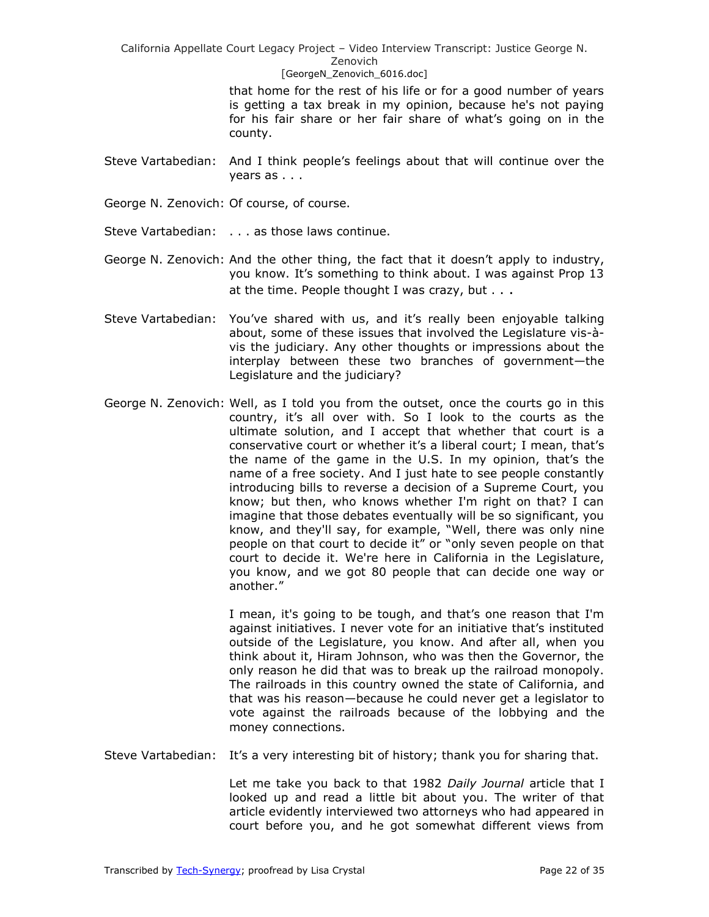that home for the rest of his life or for a good number of years is getting a tax break in my opinion, because he's not paying for his fair share or her fair share of what's going on in the county.

Steve Vartabedian: And I think people's feelings about that will continue over the years as . . .

George N. Zenovich: Of course, of course.

Steve Vartabedian: . . . as those laws continue.

George N. Zenovich: And the other thing, the fact that it doesn't apply to industry, you know. It's something to think about. I was against Prop 13 at the time. People thought I was crazy, but . . .

Steve Vartabedian: You've shared with us, and it's really been enjoyable talking about, some of these issues that involved the Legislature vis-à-vis the judiciary. Any other thoughts or impressions about the interplay between these two branches of government—the Legislature and the judiciary?

George N. Zenovich: Well, as I told you from the outset, once the courts go in this country, it's all over with. So I look to the courts as the ultimate solution, and I accept that whether that court is a conservative court or whether it's a liberal court; I mean, that's the name of the game in the U.S. In my opinion, that's the name of a free society. And I just hate to see people constantly introducing bills to reverse a decision of a Supreme Court, you know; but then, who knows whether I'm right on that? I can imagine that those debates eventually will be so significant, you know, and they'll say, for example, "Well, there was only nine people on that court to decide it" or "only seven people on that court to decide it. We're here in California in the Legislature, you know, and we got 80 people that can decide one way or another."

I mean, it's going to be tough, and that's one reason that I'm against initiatives. I never vote for an initiative that's instituted outside of the Legislature, you know. And after all, when you think about it, Hiram Johnson, who was then the Governor, the only reason he did that was to break up the railroad monopoly. The railroads in this country owned the state of California, and that was his reason—because he could never get a legislator to vote against the railroads because of the lobbying and the money connections.

Steve Vartabedian: It's a very interesting bit of history; thank you for sharing that.

Let me take you back to that 1982 *Daily Journal* article that I looked up and read a little bit about you. The writer of that article evidently interviewed two attorneys who had appeared in court before you, and he got somewhat different views from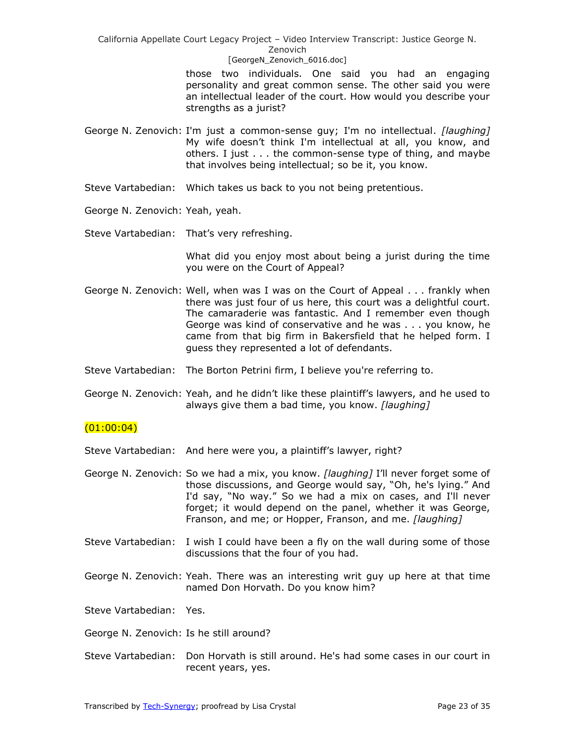those two individuals. One said you had an engaging personality and great common sense. The other said you were an intellectual leader of the court. How would you describe your strengths as a jurist?

George N. Zenovich: I'm just a common-sense guy; I'm no intellectual. *[laughing]* My wife doesn't think I'm intellectual at all, you know, and others. I just . . . the common-sense type of thing, and maybe that involves being intellectual; so be it, you know.

Steve Vartabedian: Which takes us back to you not being pretentious.

George N. Zenovich: Yeah, yeah.

Steve Vartabedian: That's very refreshing.

What did you enjoy most about being a jurist during the time you were on the Court of Appeal?

George N. Zenovich: Well, when was I was on the Court of Appeal . . . frankly when there was just four of us here, this court was a delightful court. The camaraderie was fantastic. And I remember even though George was kind of conservative and he was . . . you know, he came from that big firm in Bakersfield that he helped form. I guess they represented a lot of defendants.

Steve Vartabedian: The Borton Petrini firm, I believe you're referring to.

George N. Zenovich: Yeah, and he didn't like these plaintiff's lawyers, and he used to always give them a bad time, you know. *[laughing]*

(01:00:04)

Steve Vartabedian: And here were you, a plaintiff's lawyer, right?

George N. Zenovich: So we had a mix, you know. *[laughing]* I'll never forget some of those discussions, and George would say, "Oh, he's lying." And I'd say, "No way." So we had a mix on cases, and I'll never forget; it would depend on the panel, whether it was George, Franson, and me; or Hopper, Franson, and me. *[laughing]*

Steve Vartabedian: I wish I could have been a fly on the wall during some of those discussions that the four of you had.

George N. Zenovich: Yeah. There was an interesting writ guy up here at that time named Don Horvath. Do you know him?

Steve Vartabedian: Yes.

George N. Zenovich: Is he still around?

Steve Vartabedian: Don Horvath is still around. He's had some cases in our court in recent years, yes.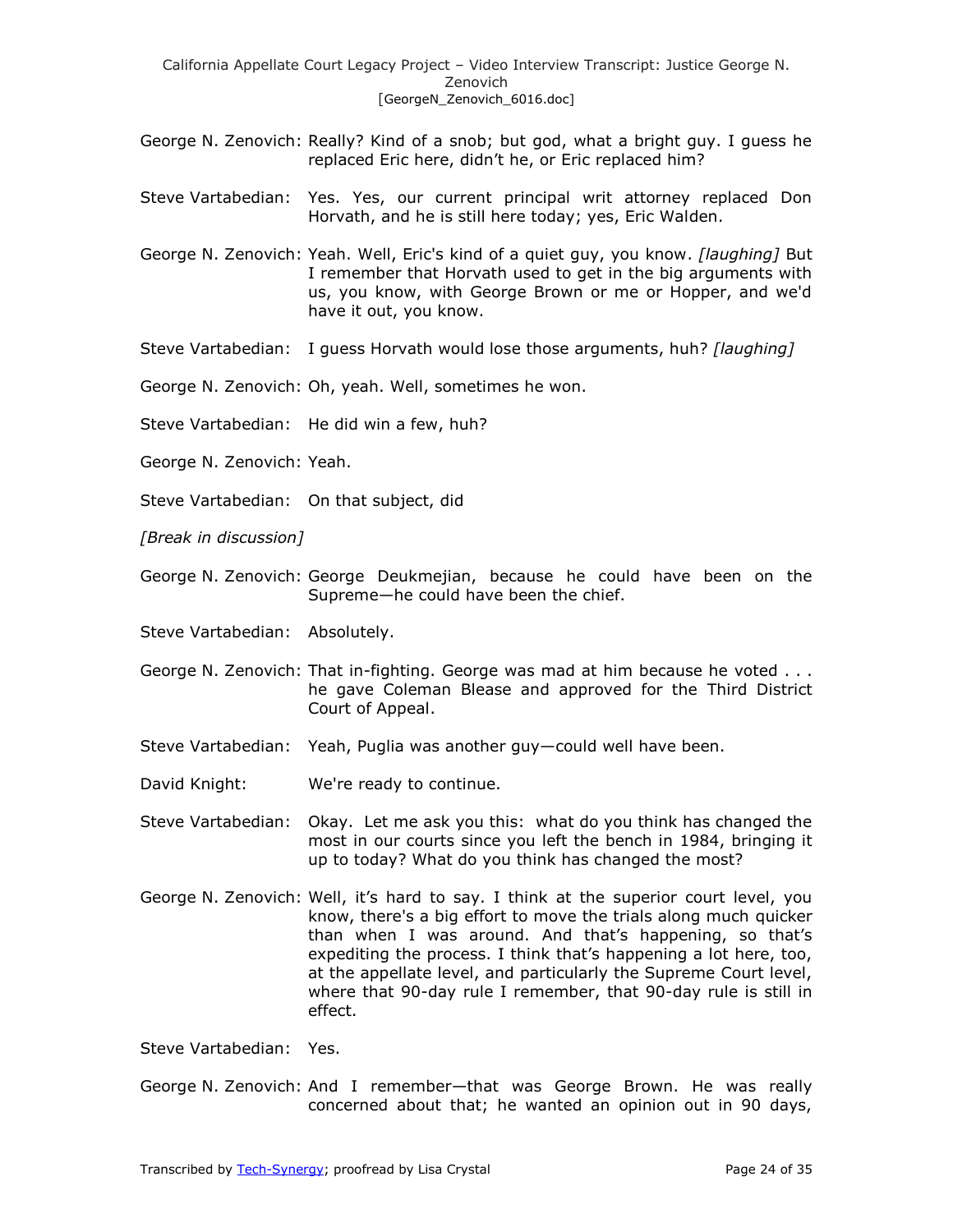George N. Zenovich: Really? Kind of a snob; but god, what a bright guy. I guess he replaced Eric here, didn't he, or Eric replaced him?

Steve Vartabedian: Yes. Yes, our current principal writ attorney replaced Don Horvath, and he is still here today; yes, Eric Walden.

George N. Zenovich: Yeah. Well, Eric's kind of a quiet guy, you know. *[laughing]* But I remember that Horvath used to get in the big arguments with us, you know, with George Brown or me or Hopper, and we'd have it out, you know.

Steve Vartabedian: I guess Horvath would lose those arguments, huh? *[laughing]*

George N. Zenovich: Oh, yeah. Well, sometimes he won.

Steve Vartabedian: He did win a few, huh?

George N. Zenovich: Yeah.

Steve Vartabedian: On that subject, did

*[Break in discussion]*

George N. Zenovich: George Deukmejian, because he could have been on the Supreme—he could have been the chief.

Steve Vartabedian: Absolutely.

George N. Zenovich: That in-fighting. George was mad at him because he voted . . . he gave Coleman Blease and approved for the Third District Court of Appeal.

Steve Vartabedian: Yeah, Puglia was another guy—could well have been.

David Knight: We're ready to continue.

Steve Vartabedian: Okay. Let me ask you this: what do you think has changed the most in our courts since you left the bench in 1984, bringing it up to today? What do you think has changed the most?

George N. Zenovich: Well, it's hard to say. I think at the superior court level, you know, there's a big effort to move the trials along much quicker than when I was around. And that's happening, so that's expediting the process. I think that's happening a lot here, too, at the appellate level, and particularly the Supreme Court level, where that 90-day rule I remember, that 90-day rule is still in effect.

Steve Vartabedian: Yes.

George N. Zenovich: And I remember—that was George Brown. He was really concerned about that; he wanted an opinion out in 90 days,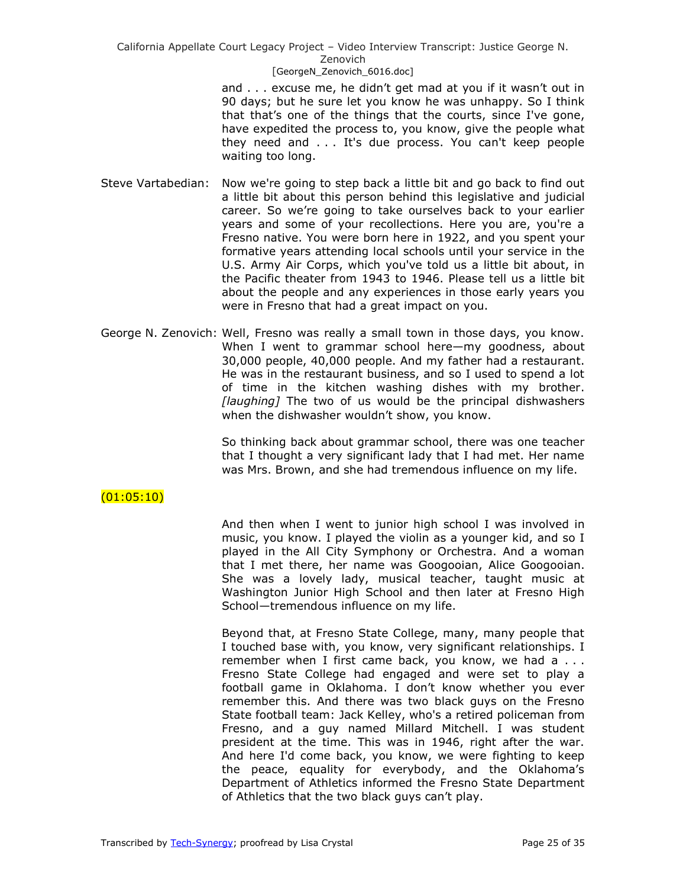and . . . excuse me, he didn't get mad at you if it wasn't out in 90 days; but he sure let you know he was unhappy. So I think that that's one of the things that the courts, since I've gone, have expedited the process to, you know, give the people what they need and . . . It's due process. You can't keep people waiting too long.

Steve Vartabedian: Now we're going to step back a little bit and go back to find out a little bit about this person behind this legislative and judicial career. So we're going to take ourselves back to your earlier years and some of your recollections. Here you are, you're a Fresno native. You were born here in 1922, and you spent your formative years attending local schools until your service in the U.S. Army Air Corps, which you've told us a little bit about, in the Pacific theater from 1943 to 1946. Please tell us a little bit about the people and any experiences in those early years you were in Fresno that had a great impact on you.

George N. Zenovich: Well, Fresno was really a small town in those days, you know. When I went to grammar school here—my goodness, about 30,000 people, 40,000 people. And my father had a restaurant. He was in the restaurant business, and so I used to spend a lot of time in the kitchen washing dishes with my brother. *[laughing]* The two of us would be the principal dishwashers when the dishwasher wouldn't show, you know.

So thinking back about grammar school, there was one teacher that I thought a very significant lady that I had met. Her name was Mrs. Brown, and she had tremendous influence on my life.

(01:05:10)

And then when I went to junior high school I was involved in music, you know. I played the violin as a younger kid, and so I played in the All City Symphony or Orchestra. And a woman that I met there, her name was Googooian, Alice Googooian. She was a lovely lady, musical teacher, taught music at Washington Junior High School and then later at Fresno High School—tremendous influence on my life.

Beyond that, at Fresno State College, many, many people that I touched base with, you know, very significant relationships. I remember when I first came back, you know, we had a . . . Fresno State College had engaged and were set to play a football game in Oklahoma. I don't know whether you ever remember this. And there was two black guys on the Fresno State football team: Jack Kelley, who's a retired policeman from Fresno, and a guy named Millard Mitchell. I was student president at the time. This was in 1946, right after the war. And here I'd come back, you know, we were fighting to keep the peace, equality for everybody, and the Oklahoma's Department of Athletics informed the Fresno State Department of Athletics that the two black guys can't play.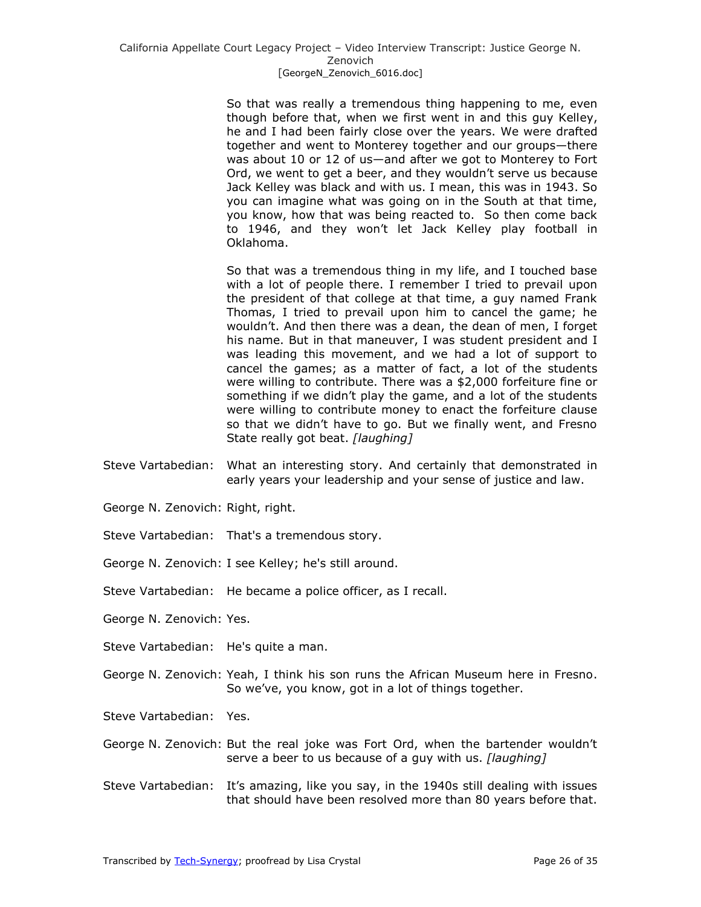So that was really a tremendous thing happening to me, even though before that, when we first went in and this guy Kelley, he and I had been fairly close over the years. We were drafted together and went to Monterey together and our groups—there was about 10 or 12 of us—and after we got to Monterey to Fort Ord, we went to get a beer, and they wouldn't serve us because Jack Kelley was black and with us. I mean, this was in 1943. So you can imagine what was going on in the South at that time, you know, how that was being reacted to. So then come back to 1946, and they won't let Jack Kelley play football in Oklahoma.

So that was a tremendous thing in my life, and I touched base with a lot of people there. I remember I tried to prevail upon the president of that college at that time, a guy named Frank Thomas, I tried to prevail upon him to cancel the game; he wouldn't. And then there was a dean, the dean of men, I forget his name. But in that maneuver, I was student president and I was leading this movement, and we had a lot of support to cancel the games; as a matter of fact, a lot of the students were willing to contribute. There was a $2,000 forfeiture fine or something if we didn't play the game, and a lot of the students were willing to contribute money to enact the forfeiture clause so that we didn't have to go. But we finally went, and Fresno State really got beat. *[laughing]*

Steve Vartabedian: What an interesting story. And certainly that demonstrated in early years your leadership and your sense of justice and law.

George N. Zenovich: Right, right.

Steve Vartabedian: That's a tremendous story.

George N. Zenovich: I see Kelley; he's still around.

Steve Vartabedian: He became a police officer, as I recall.

George N. Zenovich: Yes.

Steve Vartabedian: He's quite a man.

George N. Zenovich: Yeah, I think his son runs the African Museum here in Fresno. So we've, you know, got in a lot of things together.

Steve Vartabedian: Yes.

George N. Zenovich: But the real joke was Fort Ord, when the bartender wouldn't serve a beer to us because of a guy with us. *[laughing]*

Steve Vartabedian: It's amazing, like you say, in the 1940s still dealing with issues that should have been resolved more than 80 years before that.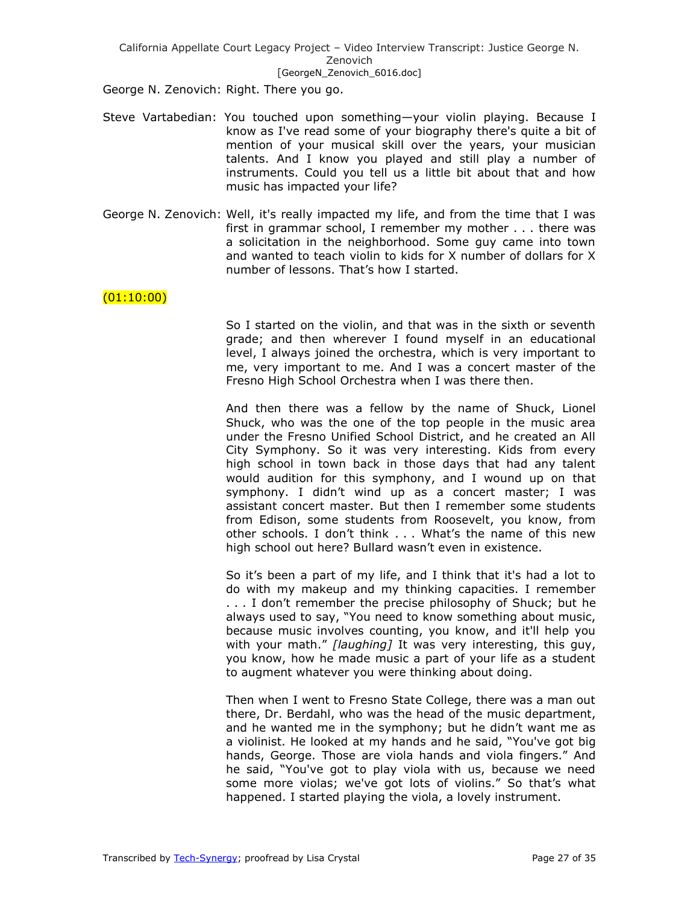George N. Zenovich: Right. There you go.

Steve Vartabedian: You touched upon something—your violin playing. Because I know as I've read some of your biography there's quite a bit of mention of your musical skill over the years, your musician talents. And I know you played and still play a number of instruments. Could you tell us a little bit about that and how music has impacted your life?

George N. Zenovich: Well, it's really impacted my life, and from the time that I was first in grammar school, I remember my mother . . . there was a solicitation in the neighborhood. Some guy came into town and wanted to teach violin to kids for X number of dollars for X number of lessons. That's how I started.

(01:10:00)

So I started on the violin, and that was in the sixth or seventh grade; and then wherever I found myself in an educational level, I always joined the orchestra, which is very important to me, very important to me. And I was a concert master of the Fresno High School Orchestra when I was there then.

And then there was a fellow by the name of Shuck, Lionel Shuck, who was the one of the top people in the music area under the Fresno Unified School District, and he created an All City Symphony. So it was very interesting. Kids from every high school in town back in those days that had any talent would audition for this symphony, and I wound up on that symphony. I didn't wind up as a concert master; I was assistant concert master. But then I remember some students from Edison, some students from Roosevelt, you know, from other schools. I don't think . . . What's the name of this new high school out here? Bullard wasn't even in existence.

So it's been a part of my life, and I think that it's had a lot to do with my makeup and my thinking capacities. I remember . . . I don't remember the precise philosophy of Shuck; but he always used to say, "You need to know something about music, because music involves counting, you know, and it'll help you with your math." *[laughing]* It was very interesting, this guy, you know, how he made music a part of your life as a student to augment whatever you were thinking about doing.

Then when I went to Fresno State College, there was a man out there, Dr. Berdahl, who was the head of the music department, and he wanted me in the symphony; but he didn't want me as a violinist. He looked at my hands and he said, "You've got big hands, George. Those are viola hands and viola fingers." And he said, "You've got to play viola with us, because we need some more violas; we've got lots of violins." So that's what happened. I started playing the viola, a lovely instrument.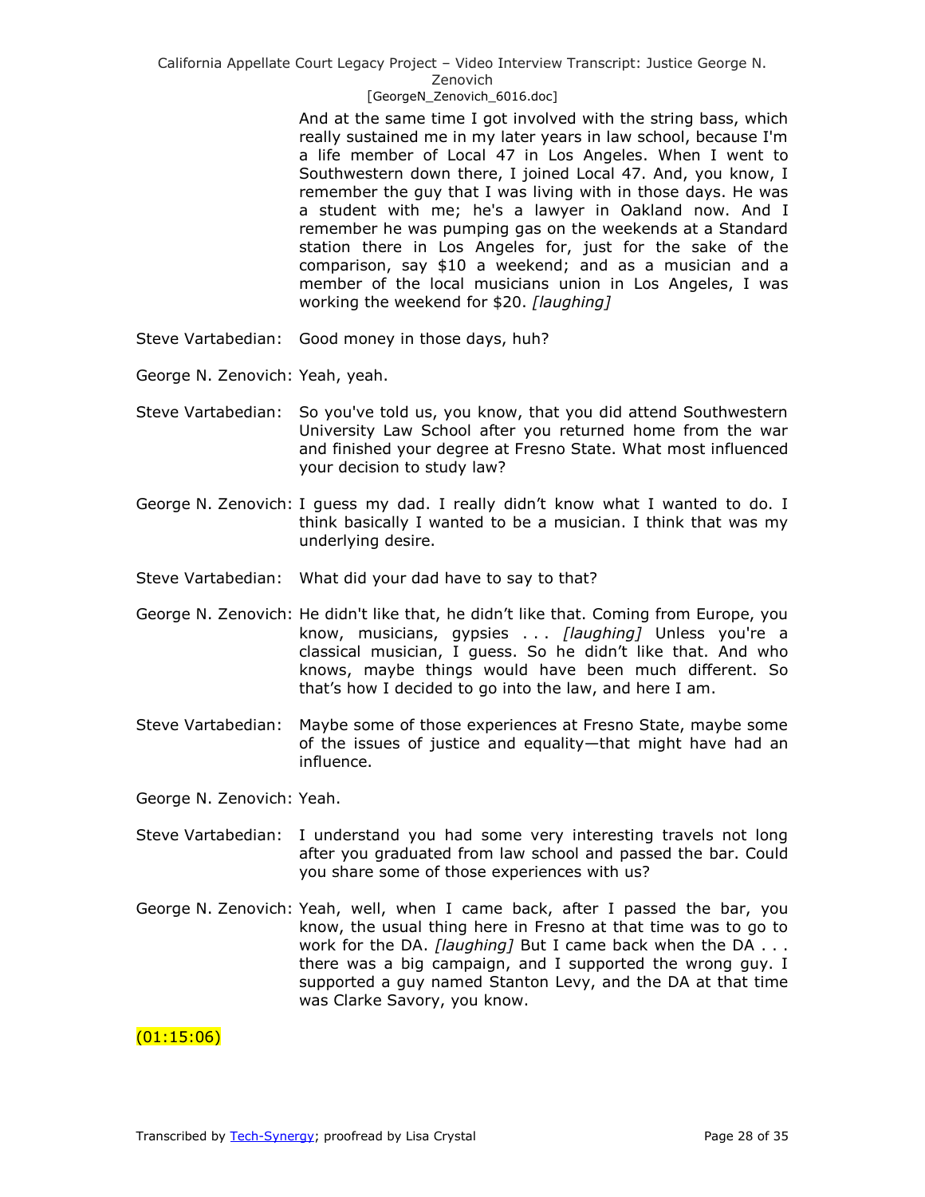And at the same time I got involved with the string bass, which really sustained me in my later years in law school, because I'm a life member of Local 47 in Los Angeles. When I went to Southwestern down there, I joined Local 47. And, you know, I remember the guy that I was living with in those days. He was a student with me; he's a lawyer in Oakland now. And I remember he was pumping gas on the weekends at a Standard station there in Los Angeles for, just for the sake of the comparison, say $10 a weekend; and as a musician and a member of the local musicians union in Los Angeles, I was working the weekend for $20. *[laughing]*

Steve Vartabedian: Good money in those days, huh?

George N. Zenovich: Yeah, yeah.

Steve Vartabedian: So you've told us, you know, that you did attend Southwestern University Law School after you returned home from the war and finished your degree at Fresno State. What most influenced your decision to study law?

George N. Zenovich: I guess my dad. I really didn't know what I wanted to do. I think basically I wanted to be a musician. I think that was my underlying desire.

Steve Vartabedian: What did your dad have to say to that?

George N. Zenovich: He didn't like that, he didn't like that. Coming from Europe, you know, musicians, gypsies . . . *[laughing]* Unless you're a classical musician, I guess. So he didn't like that. And who knows, maybe things would have been much different. So that's how I decided to go into the law, and here I am.

Steve Vartabedian: Maybe some of those experiences at Fresno State, maybe some of the issues of justice and equality—that might have had an influence.

George N. Zenovich: Yeah.

Steve Vartabedian: I understand you had some very interesting travels not long after you graduated from law school and passed the bar. Could you share some of those experiences with us?

George N. Zenovich: Yeah, well, when I came back, after I passed the bar, you know, the usual thing here in Fresno at that time was to go to work for the DA. *[laughing]* But I came back when the DA . . . there was a big campaign, and I supported the wrong guy. I supported a guy named Stanton Levy, and the DA at that time was Clarke Savory, you know.

(01:15:06)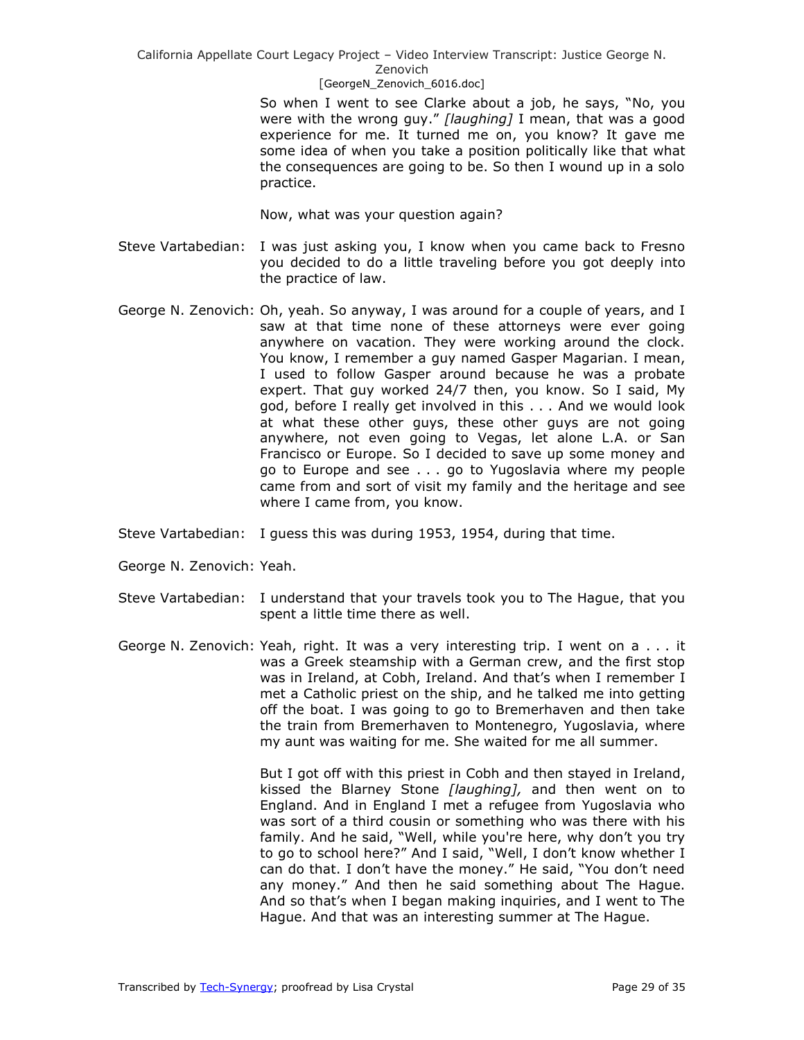So when I went to see Clarke about a job, he says, "No, you were with the wrong guy." *[laughing]* I mean, that was a good experience for me. It turned me on, you know? It gave me some idea of when you take a position politically like that what the consequences are going to be. So then I wound up in a solo practice.

Now, what was your question again?

Steve Vartabedian: I was just asking you, I know when you came back to Fresno you decided to do a little traveling before you got deeply into the practice of law.

George N. Zenovich: Oh, yeah. So anyway, I was around for a couple of years, and I saw at that time none of these attorneys were ever going anywhere on vacation. They were working around the clock. You know, I remember a guy named Gasper Magarian. I mean, I used to follow Gasper around because he was a probate expert. That guy worked 24/7 then, you know. So I said, My god, before I really get involved in this . . . And we would look at what these other guys, these other guys are not going anywhere, not even going to Vegas, let alone L.A. or San Francisco or Europe. So I decided to save up some money and go to Europe and see . . . go to Yugoslavia where my people came from and sort of visit my family and the heritage and see where I came from, you know.

Steve Vartabedian: I guess this was during 1953, 1954, during that time.

George N. Zenovich: Yeah.

Steve Vartabedian: I understand that your travels took you to The Hague, that you spent a little time there as well.

George N. Zenovich: Yeah, right. It was a very interesting trip. I went on a . . . it was a Greek steamship with a German crew, and the first stop was in Ireland, at Cobh, Ireland. And that's when I remember I met a Catholic priest on the ship, and he talked me into getting off the boat. I was going to go to Bremerhaven and then take the train from Bremerhaven to Montenegro, Yugoslavia, where my aunt was waiting for me. She waited for me all summer.

But I got off with this priest in Cobh and then stayed in Ireland, kissed the Blarney Stone *[laughing],* and then went on to England. And in England I met a refugee from Yugoslavia who was sort of a third cousin or something who was there with his family. And he said, "Well, while you're here, why don't you try to go to school here?" And I said, "Well, I don't know whether I can do that. I don't have the money." He said, "You don't need any money." And then he said something about The Hague. And so that's when I began making inquiries, and I went to The Hague. And that was an interesting summer at The Hague.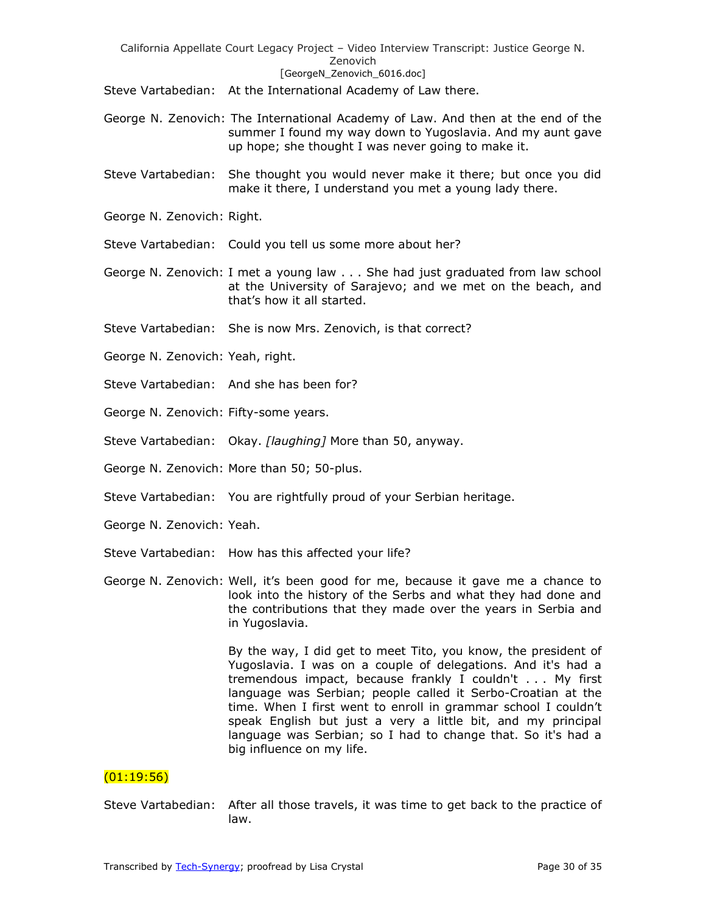Steve Vartabedian: At the International Academy of Law there.

George N. Zenovich: The International Academy of Law. And then at the end of the summer I found my way down to Yugoslavia. And my aunt gave up hope; she thought I was never going to make it.

Steve Vartabedian: She thought you would never make it there; but once you did make it there, I understand you met a young lady there.

George N. Zenovich: Right.

Steve Vartabedian: Could you tell us some more about her?

George N. Zenovich: I met a young law . . . She had just graduated from law school at the University of Sarajevo; and we met on the beach, and that's how it all started.

Steve Vartabedian: She is now Mrs. Zenovich, is that correct?

George N. Zenovich: Yeah, right.

Steve Vartabedian: And she has been for?

George N. Zenovich: Fifty-some years.

Steve Vartabedian: Okay. *[laughing]* More than 50, anyway.

George N. Zenovich: More than 50; 50-plus.

Steve Vartabedian: You are rightfully proud of your Serbian heritage.

George N. Zenovich: Yeah.

Steve Vartabedian: How has this affected your life?

George N. Zenovich: Well, it's been good for me, because it gave me a chance to look into the history of the Serbs and what they had done and the contributions that they made over the years in Serbia and in Yugoslavia.

By the way, I did get to meet Tito, you know, the president of Yugoslavia. I was on a couple of delegations. And it's had a tremendous impact, because frankly I couldn't . . . My first language was Serbian; people called it Serbo-Croatian at the time. When I first went to enroll in grammar school I couldn't speak English but just a very a little bit, and my principal language was Serbian; so I had to change that. So it's had a big influence on my life.

(01:19:56)

Steve Vartabedian: After all those travels, it was time to get back to the practice of law.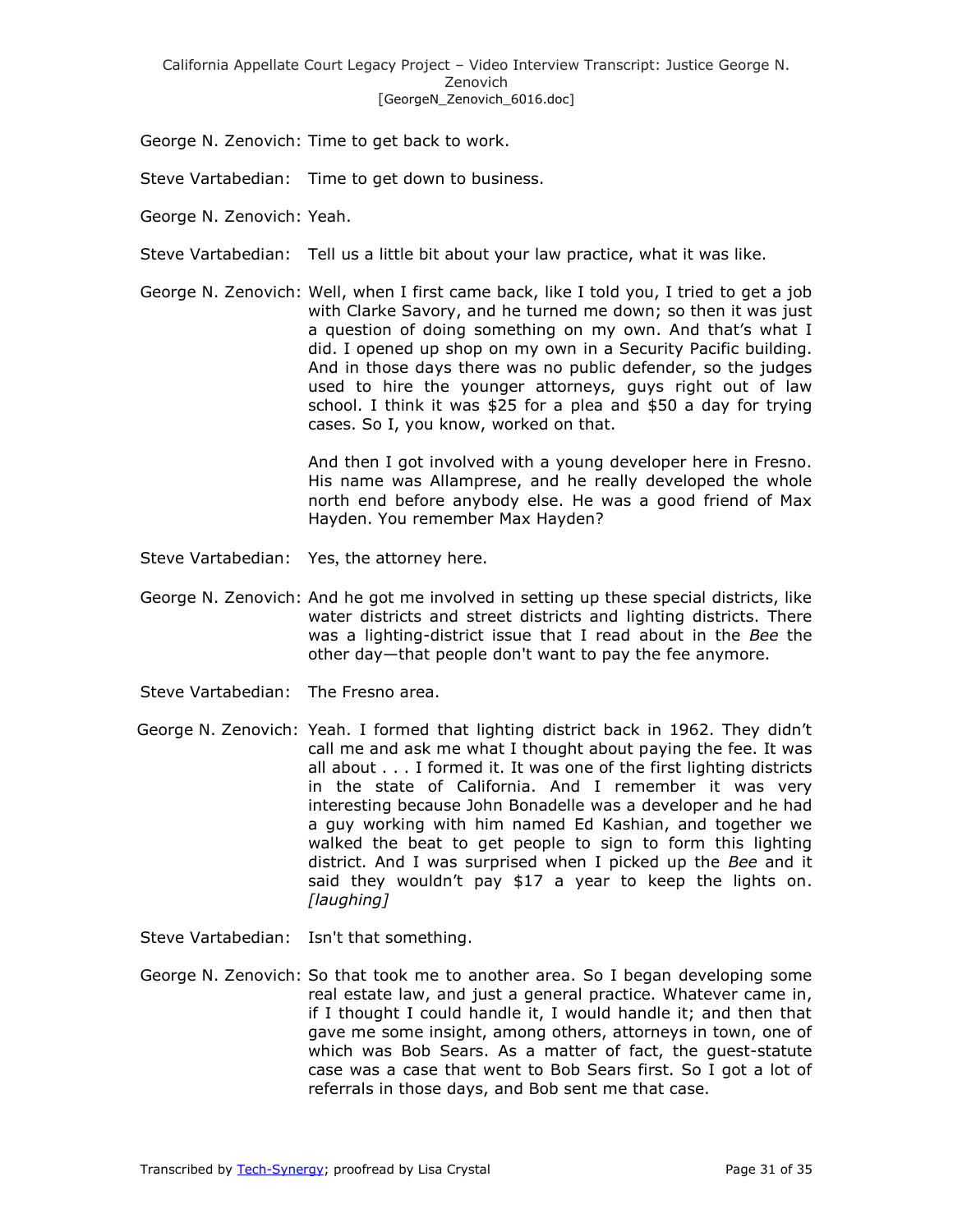George N. Zenovich: Time to get back to work.

Steve Vartabedian: Time to get down to business.

George N. Zenovich: Yeah.

Steve Vartabedian: Tell us a little bit about your law practice, what it was like.

George N. Zenovich: Well, when I first came back, like I told you, I tried to get a job with Clarke Savory, and he turned me down; so then it was just a question of doing something on my own. And that's what I did. I opened up shop on my own in a Security Pacific building. And in those days there was no public defender, so the judges used to hire the younger attorneys, guys right out of law school. I think it was $25 for a plea and $50 a day for trying cases. So I, you know, worked on that.

And then I got involved with a young developer here in Fresno. His name was Allamprese, and he really developed the whole north end before anybody else. He was a good friend of Max Hayden. You remember Max Hayden?

Steve Vartabedian: Yes, the attorney here.

George N. Zenovich: And he got me involved in setting up these special districts, like water districts and street districts and lighting districts. There was a lighting-district issue that I read about in the *Bee* the other day—that people don't want to pay the fee anymore.

Steve Vartabedian: The Fresno area.

George N. Zenovich: Yeah. I formed that lighting district back in 1962. They didn't call me and ask me what I thought about paying the fee. It was all about . . . I formed it. It was one of the first lighting districts in the state of California. And I remember it was very interesting because John Bonadelle was a developer and he had a guy working with him named Ed Kashian, and together we walked the beat to get people to sign to form this lighting district. And I was surprised when I picked up the *Bee* and it said they wouldn't pay $17 a year to keep the lights on. *[laughing]*

Steve Vartabedian: Isn't that something.

George N. Zenovich: So that took me to another area. So I began developing some real estate law, and just a general practice. Whatever came in, if I thought I could handle it, I would handle it; and then that gave me some insight, among others, attorneys in town, one of which was Bob Sears. As a matter of fact, the guest-statute case was a case that went to Bob Sears first. So I got a lot of referrals in those days, and Bob sent me that case.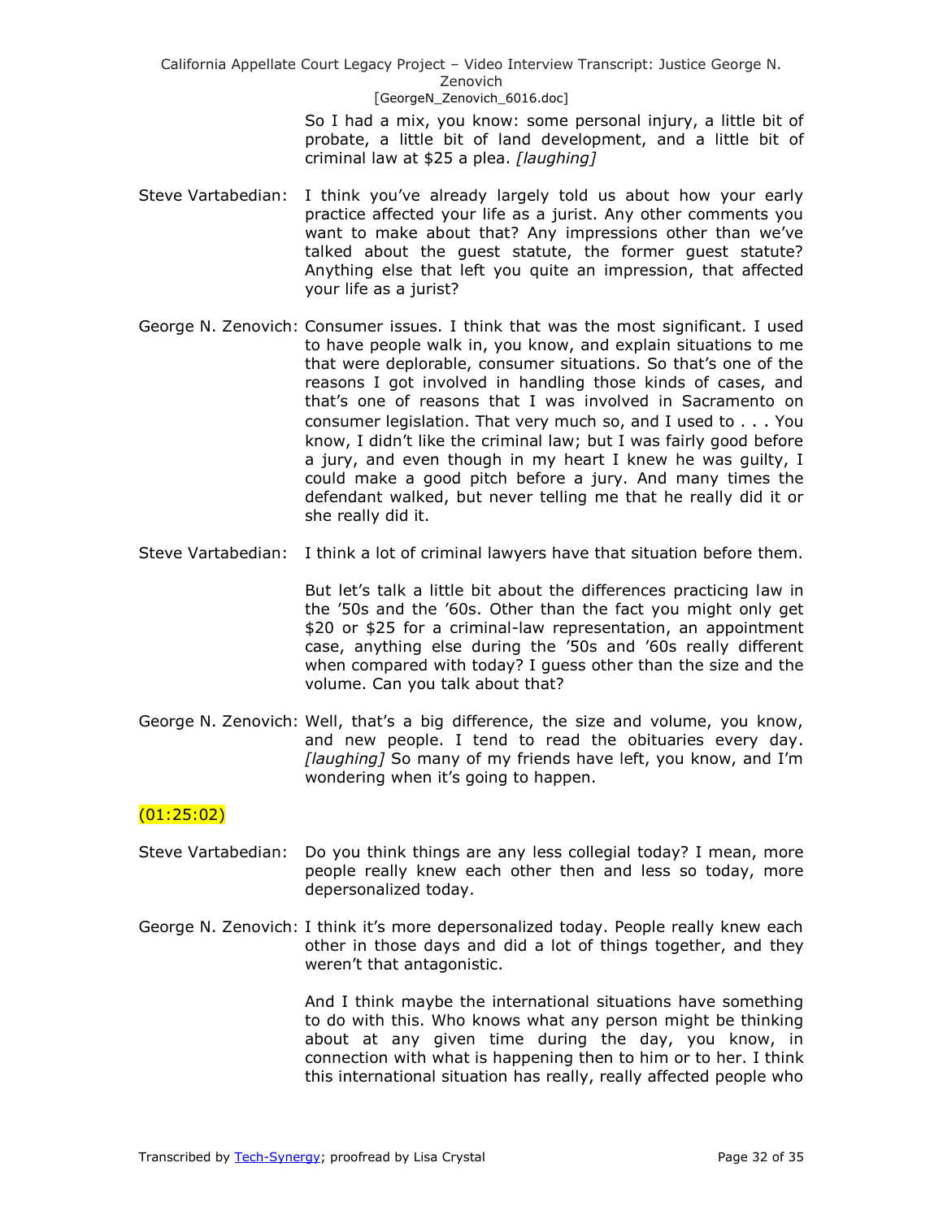So I had a mix, you know: some personal injury, a little bit of probate, a little bit of land development, and a little bit of criminal law at $25 a plea. *[laughing]*

Steve Vartabedian: I think you've already largely told us about how your early practice affected your life as a jurist. Any other comments you want to make about that? Any impressions other than we've talked about the guest statute, the former guest statute? Anything else that left you quite an impression, that affected your life as a jurist?

George N. Zenovich: Consumer issues. I think that was the most significant. I used to have people walk in, you know, and explain situations to me that were deplorable, consumer situations. So that's one of the reasons I got involved in handling those kinds of cases, and that's one of reasons that I was involved in Sacramento on consumer legislation. That very much so, and I used to . . . You know, I didn't like the criminal law; but I was fairly good before a jury, and even though in my heart I knew he was guilty, I could make a good pitch before a jury. And many times the defendant walked, but never telling me that he really did it or she really did it.

Steve Vartabedian: I think a lot of criminal lawyers have that situation before them.

But let's talk a little bit about the differences practicing law in the '50s and the '60s. Other than the fact you might only get $20 or $25 for a criminal-law representation, an appointment case, anything else during the '50s and '60s really different when compared with today? I guess other than the size and the volume. Can you talk about that?

George N. Zenovich: Well, that's a big difference, the size and volume, you know, and new people. I tend to read the obituaries every day. *[laughing]* So many of my friends have left, you know, and I'm wondering when it's going to happen.

(01:25:02)

Steve Vartabedian: Do you think things are any less collegial today? I mean, more people really knew each other then and less so today, more depersonalized today.

George N. Zenovich: I think it's more depersonalized today. People really knew each other in those days and did a lot of things together, and they weren't that antagonistic.

And I think maybe the international situations have something to do with this. Who knows what any person might be thinking about at any given time during the day, you know, in connection with what is happening then to him or to her. I think this international situation has really, really affected people who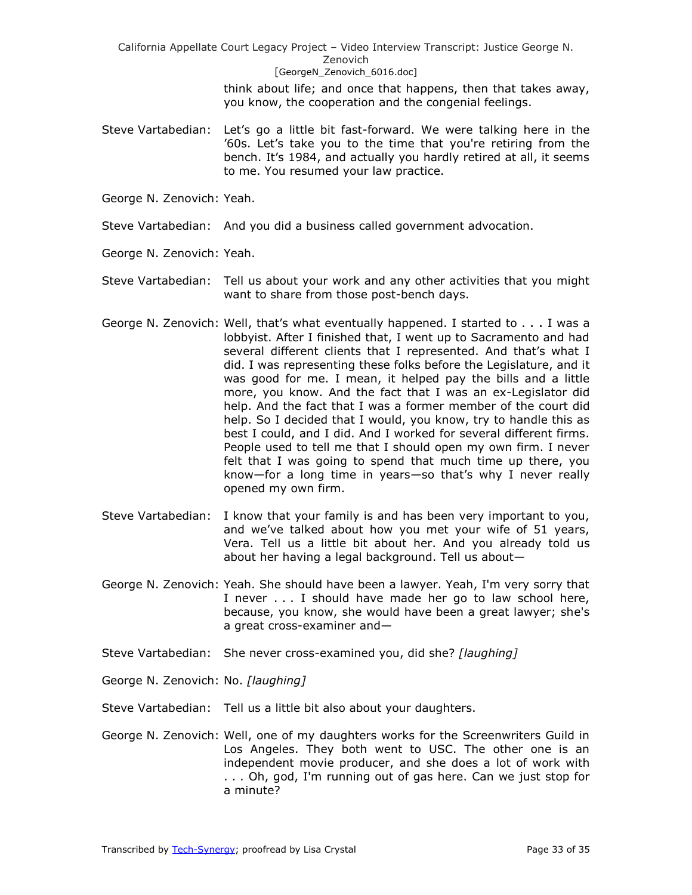think about life; and once that happens, then that takes away, you know, the cooperation and the congenial feelings.

Steve Vartabedian: Let's go a little bit fast-forward. We were talking here in the '60s. Let's take you to the time that you're retiring from the bench. It's 1984, and actually you hardly retired at all, it seems to me. You resumed your law practice.

George N. Zenovich: Yeah.

Steve Vartabedian: And you did a business called government advocation.

George N. Zenovich: Yeah.

Steve Vartabedian: Tell us about your work and any other activities that you might want to share from those post-bench days.

George N. Zenovich: Well, that's what eventually happened. I started to . . . I was a lobbyist. After I finished that, I went up to Sacramento and had several different clients that I represented. And that's what I did. I was representing these folks before the Legislature, and it was good for me. I mean, it helped pay the bills and a little more, you know. And the fact that I was an ex-Legislator did help. And the fact that I was a former member of the court did help. So I decided that I would, you know, try to handle this as best I could, and I did. And I worked for several different firms. People used to tell me that I should open my own firm. I never felt that I was going to spend that much time up there, you know—for a long time in years—so that's why I never really opened my own firm.

Steve Vartabedian: I know that your family is and has been very important to you, and we've talked about how you met your wife of 51 years, Vera. Tell us a little bit about her. And you already told us about her having a legal background. Tell us about—

George N. Zenovich: Yeah. She should have been a lawyer. Yeah, I'm very sorry that I never . . . I should have made her go to law school here, because, you know, she would have been a great lawyer; she's a great cross-examiner and—

Steve Vartabedian: She never cross-examined you, did she? *[laughing]*

George N. Zenovich: No. *[laughing]*

Steve Vartabedian: Tell us a little bit also about your daughters.

George N. Zenovich: Well, one of my daughters works for the Screenwriters Guild in Los Angeles. They both went to USC. The other one is an independent movie producer, and she does a lot of work with . . . Oh, god, I'm running out of gas here. Can we just stop for a minute?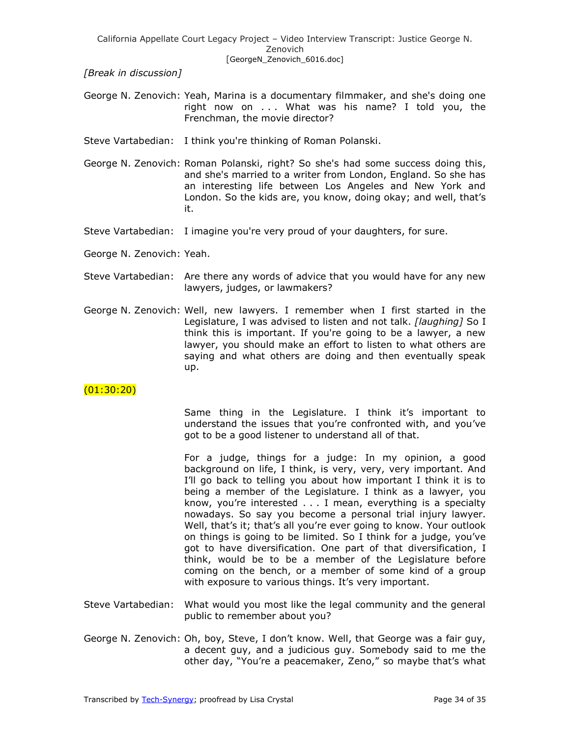*[Break in discussion]*

George N. Zenovich: Yeah, Marina is a documentary filmmaker, and she's doing one right now on . . . What was his name? I told you, the Frenchman, the movie director?

Steve Vartabedian: I think you're thinking of Roman Polanski.

George N. Zenovich: Roman Polanski, right? So she's had some success doing this, and she's married to a writer from London, England. So she has an interesting life between Los Angeles and New York and London. So the kids are, you know, doing okay; and well, that's it.

Steve Vartabedian: I imagine you're very proud of your daughters, for sure.

George N. Zenovich: Yeah.

Steve Vartabedian: Are there any words of advice that you would have for any new lawyers, judges, or lawmakers?

George N. Zenovich: Well, new lawyers. I remember when I first started in the Legislature, I was advised to listen and not talk. *[laughing]* So I think this is important. If you're going to be a lawyer, a new lawyer, you should make an effort to listen to what others are saying and what others are doing and then eventually speak up.

(01:30:20)

Same thing in the Legislature. I think it's important to understand the issues that you're confronted with, and you've got to be a good listener to understand all of that.

For a judge, things for a judge: In my opinion, a good background on life, I think, is very, very, very important. And I'll go back to telling you about how important I think it is to being a member of the Legislature. I think as a lawyer, you know, you're interested . . . I mean, everything is a specialty nowadays. So say you become a personal trial injury lawyer. Well, that's it; that's all you're ever going to know. Your outlook on things is going to be limited. So I think for a judge, you've got to have diversification. One part of that diversification, I think, would be to be a member of the Legislature before coming on the bench, or a member of some kind of a group with exposure to various things. It's very important.

Steve Vartabedian: What would you most like the legal community and the general public to remember about you?

George N. Zenovich: Oh, boy, Steve, I don't know. Well, that George was a fair guy, a decent guy, and a judicious guy. Somebody said to me the other day, "You're a peacemaker, Zeno," so maybe that's what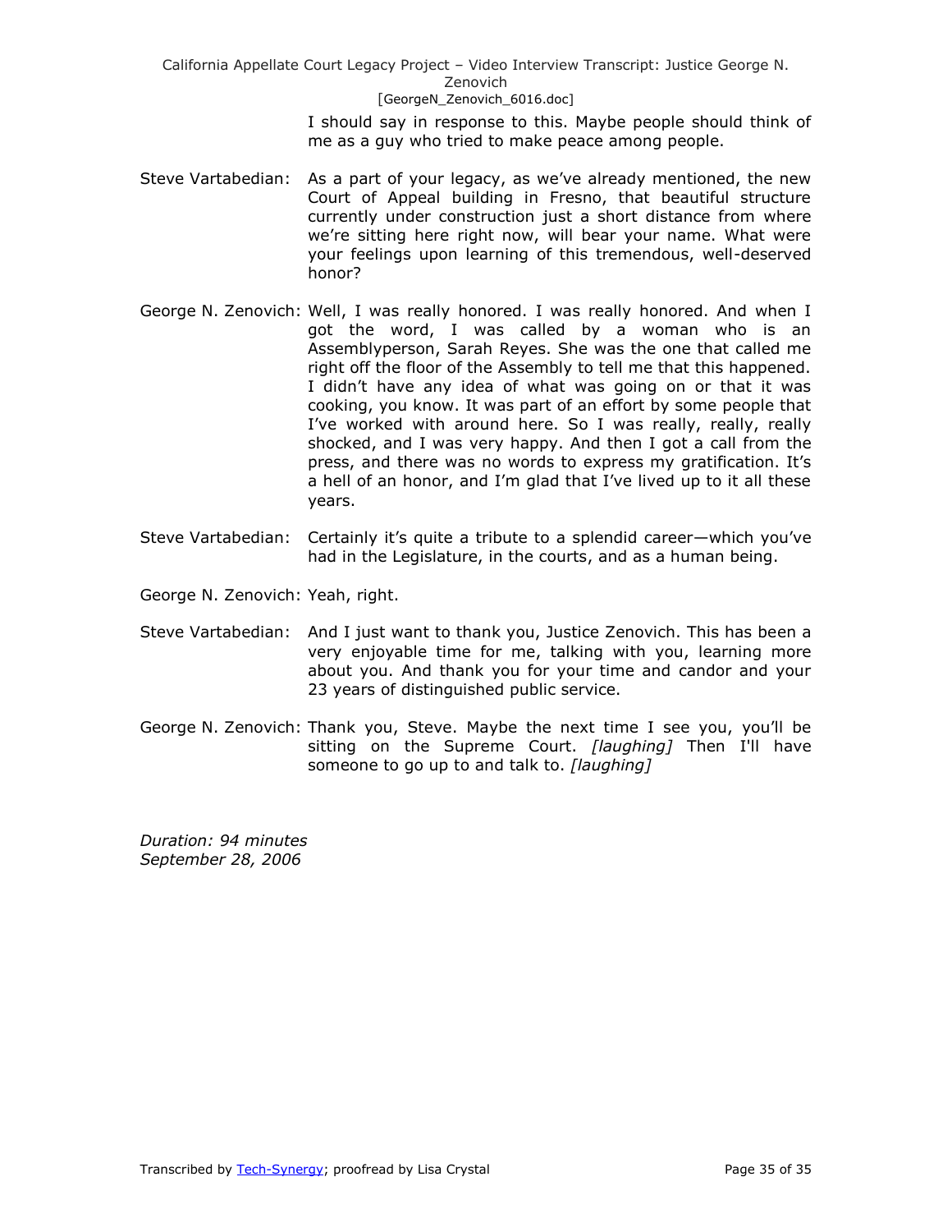I should say in response to this. Maybe people should think of me as a guy who tried to make peace among people.

Steve Vartabedian: As a part of your legacy, as we've already mentioned, the new Court of Appeal building in Fresno, that beautiful structure currently under construction just a short distance from where we're sitting here right now, will bear your name. What were your feelings upon learning of this tremendous, well-deserved honor?

George N. Zenovich: Well, I was really honored. I was really honored. And when I got the word, I was called by a woman who is an Assemblyperson, Sarah Reyes. She was the one that called me right off the floor of the Assembly to tell me that this happened. I didn't have any idea of what was going on or that it was cooking, you know. It was part of an effort by some people that I've worked with around here. So I was really, really, really shocked, and I was very happy. And then I got a call from the press, and there was no words to express my gratification. It's a hell of an honor, and I'm glad that I've lived up to it all these years.

Steve Vartabedian: Certainly it's quite a tribute to a splendid career—which you've had in the Legislature, in the courts, and as a human being.

George N. Zenovich: Yeah, right.

Steve Vartabedian: And I just want to thank you, Justice Zenovich. This has been a very enjoyable time for me, talking with you, learning more about you. And thank you for your time and candor and your 23 years of distinguished public service.

George N. Zenovich: Thank you, Steve. Maybe the next time I see you, you'll be sitting on the Supreme Court. *[laughing]* Then I'll have someone to go up to and talk to. *[laughing]*

*Duration: 94 minutes*
*September 28, 2006*